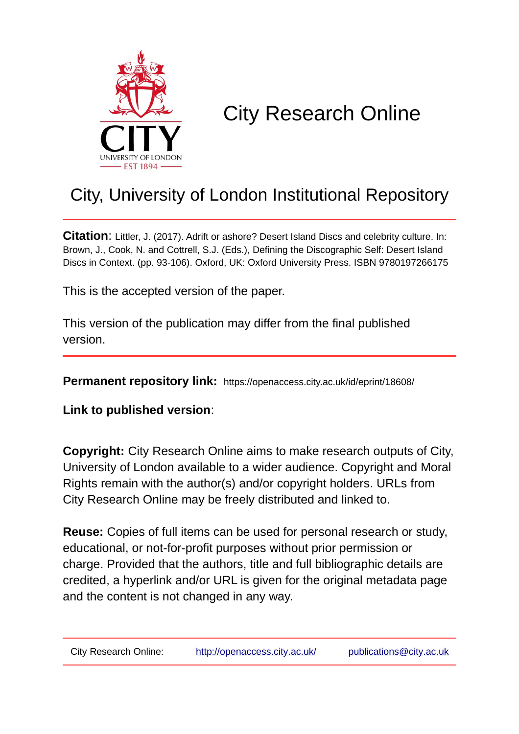# City Research Online

## City, University of London Institutional Repository

**Citation**: Littler, J. (2017). Adrift or ashore? Desert Island Discs and celebrity culture. In: Brown, J., Cook, N. and Cottrell, S.J. (Eds.), Defining the Discographic Self: Desert Island Discs in Context. (pp. 93-106). Oxford, UK: Oxford University Press. ISBN 9780197266175

This is the accepted version of the paper.

This version of the publication may differ from the final published version.

**Permanent repository link:** https://openaccess.city.ac.uk/id/eprint/18608/

**Link to published version**:

**Copyright:** City Research Online aims to make research outputs of City, University of London available to a wider audience. Copyright and Moral Rights remain with the author(s) and/or copyright holders. URLs from City Research Online may be freely distributed and linked to.

**Reuse:** Copies of full items can be used for personal research or study, educational, or not-for-profit purposes without prior permission or charge. Provided that the authors, title and full bibliographic details are credited, a hyperlink and/or URL is given for the original metadata page and the content is not changed in any way.

City Research Online: http://openaccess.city.ac.uk/ publications@city.ac.uk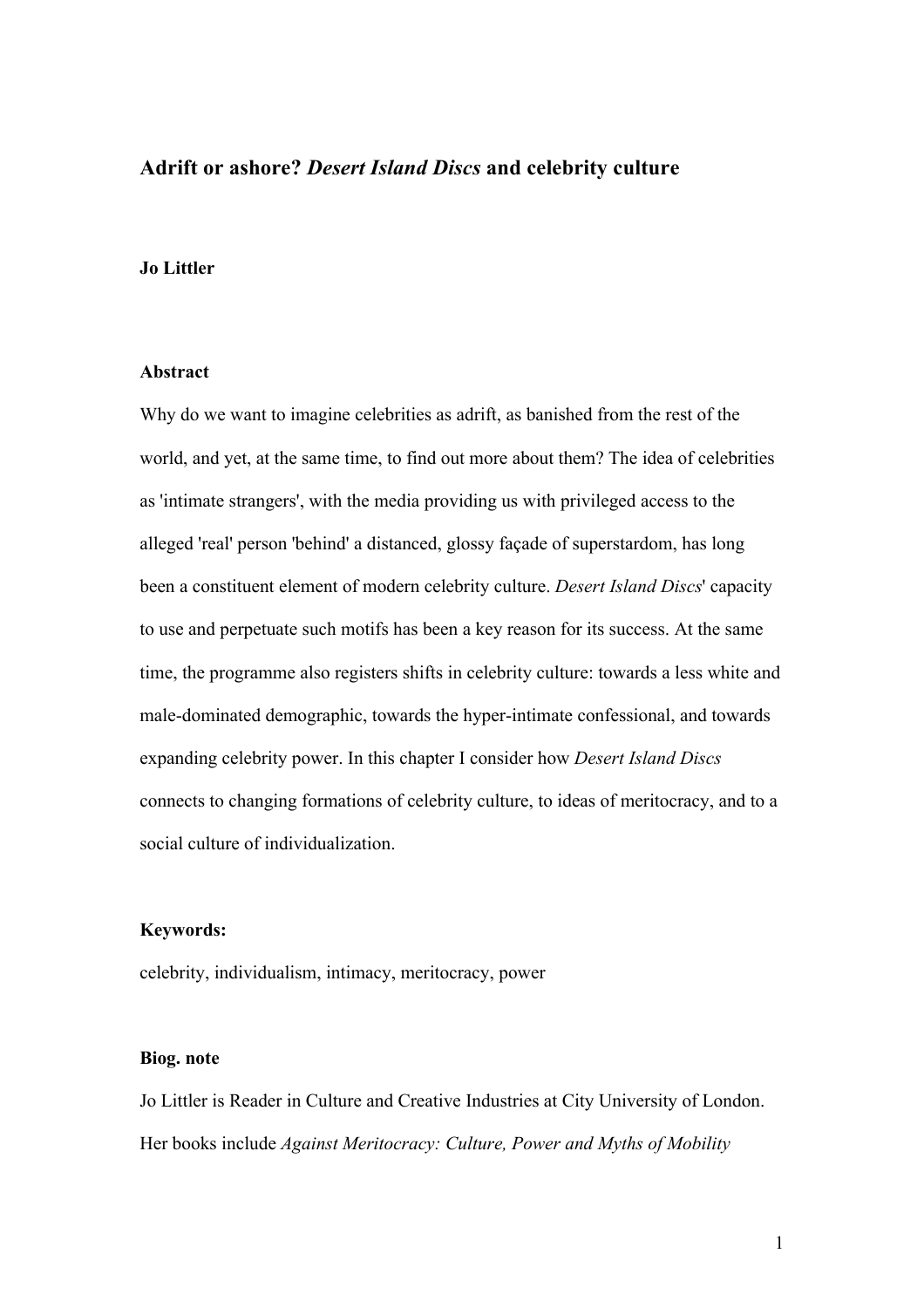# Adrift or ashore? *Desert Island Discs* and celebrity culture

**Jo Littler**

**Abstract**

Why do we want to imagine celebrities as adrift, as banished from the rest of the world, and yet, at the same time, to find out more about them? The idea of celebrities as 'intimate strangers', with the media providing us with privileged access to the alleged 'real' person 'behind' a distanced, glossy façade of superstardom, has long been a constituent element of modern celebrity culture. *Desert Island Discs*' capacity to use and perpetuate such motifs has been a key reason for its success. At the same time, the programme also registers shifts in celebrity culture: towards a less white and male-dominated demographic, towards the hyper-intimate confessional, and towards expanding celebrity power. In this chapter I consider how *Desert Island Discs* connects to changing formations of celebrity culture, to ideas of meritocracy, and to a social culture of individualization.

**Keywords:**

celebrity, individualism, intimacy, meritocracy, power

**Biog. note**

Jo Littler is Reader in Culture and Creative Industries at City University of London. Her books include *Against Meritocracy: Culture, Power and Myths of Mobility*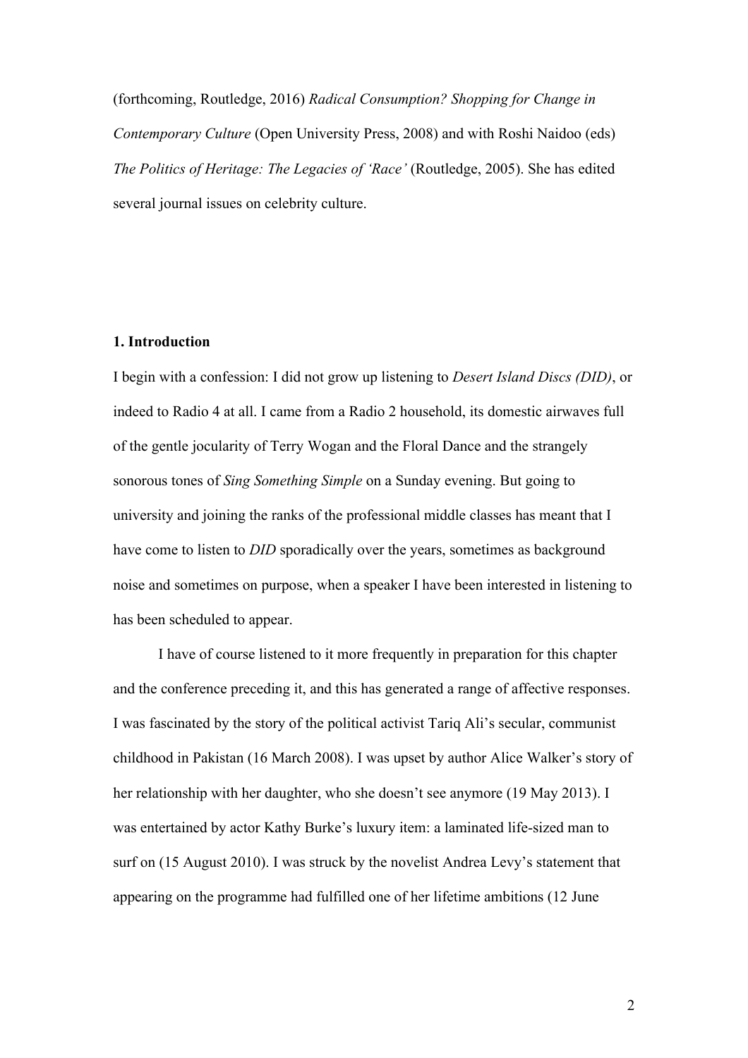(forthcoming, Routledge, 2016) *Radical Consumption? Shopping for Change in Contemporary Culture* (Open University Press, 2008) and with Roshi Naidoo (eds) *The Politics of Heritage: The Legacies of 'Race'* (Routledge, 2005). She has edited several journal issues on celebrity culture.

**1. Introduction**

I begin with a confession: I did not grow up listening to *Desert Island Discs (DID)*, or indeed to Radio 4 at all. I came from a Radio 2 household, its domestic airwaves full of the gentle jocularity of Terry Wogan and the Floral Dance and the strangely sonorous tones of *Sing Something Simple* on a Sunday evening. But going to university and joining the ranks of the professional middle classes has meant that I have come to listen to *DID* sporadically over the years, sometimes as background noise and sometimes on purpose, when a speaker I have been interested in listening to has been scheduled to appear.

I have of course listened to it more frequently in preparation for this chapter and the conference preceding it, and this has generated a range of affective responses. I was fascinated by the story of the political activist Tariq Ali's secular, communist childhood in Pakistan (16 March 2008). I was upset by author Alice Walker's story of her relationship with her daughter, who she doesn't see anymore (19 May 2013). I was entertained by actor Kathy Burke's luxury item: a laminated life-sized man to surf on (15 August 2010). I was struck by the novelist Andrea Levy's statement that appearing on the programme had fulfilled one of her lifetime ambitions (12 June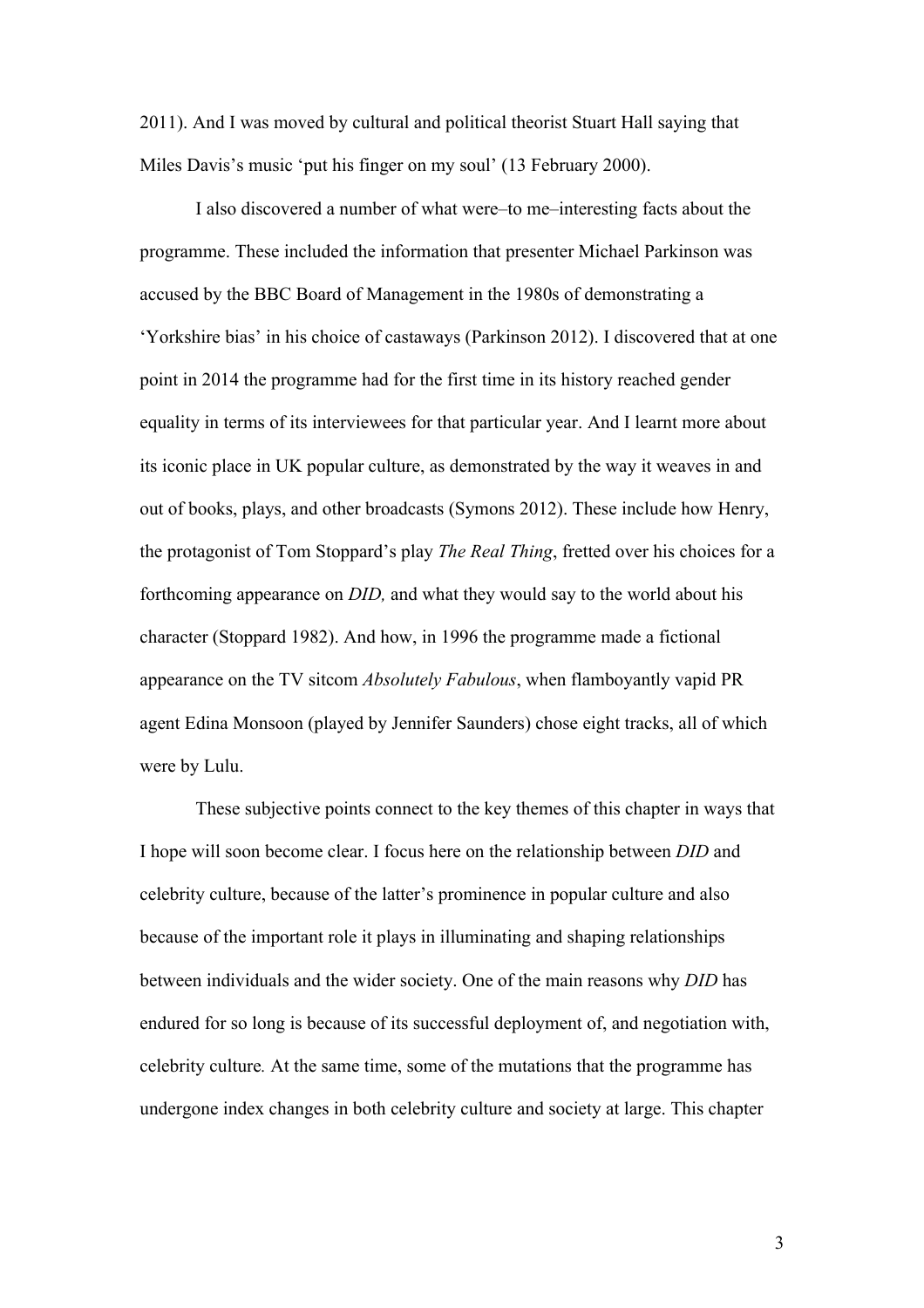2011). And I was moved by cultural and political theorist Stuart Hall saying that Miles Davis's music 'put his finger on my soul' (13 February 2000).

I also discovered a number of what were–to me–interesting facts about the programme. These included the information that presenter Michael Parkinson was accused by the BBC Board of Management in the 1980s of demonstrating a 'Yorkshire bias' in his choice of castaways (Parkinson 2012). I discovered that at one point in 2014 the programme had for the first time in its history reached gender equality in terms of its interviewees for that particular year. And I learnt more about its iconic place in UK popular culture, as demonstrated by the way it weaves in and out of books, plays, and other broadcasts (Symons 2012). These include how Henry, the protagonist of Tom Stoppard's play *The Real Thing*, fretted over his choices for a forthcoming appearance on *DID,* and what they would say to the world about his character (Stoppard 1982). And how, in 1996 the programme made a fictional appearance on the TV sitcom *Absolutely Fabulous*, when flamboyantly vapid PR agent Edina Monsoon (played by Jennifer Saunders) chose eight tracks, all of which were by Lulu.

These subjective points connect to the key themes of this chapter in ways that I hope will soon become clear. I focus here on the relationship between *DID* and celebrity culture, because of the latter's prominence in popular culture and also because of the important role it plays in illuminating and shaping relationships between individuals and the wider society. One of the main reasons why *DID* has endured for so long is because of its successful deployment of, and negotiation with, celebrity culture. At the same time, some of the mutations that the programme has undergone index changes in both celebrity culture and society at large. This chapter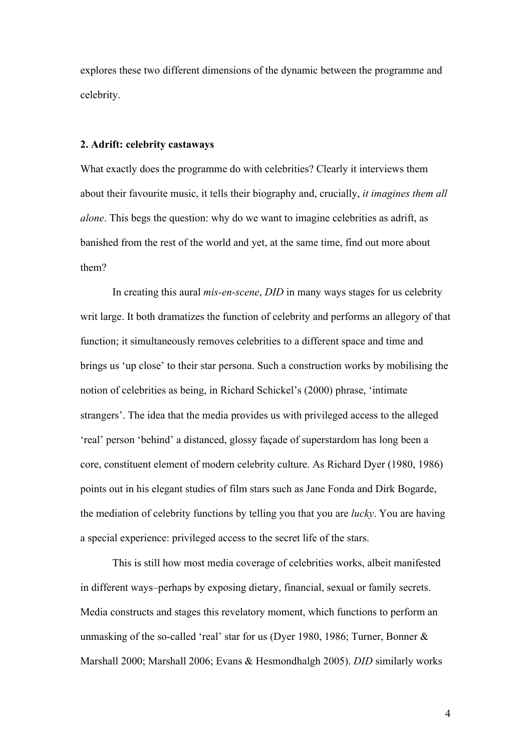explores these two different dimensions of the dynamic between the programme and celebrity.

## 2. Adrift: celebrity castaways

What exactly does the programme do with celebrities? Clearly it interviews them about their favourite music, it tells their biography and, crucially, *it imagines them all alone*. This begs the question: why do we want to imagine celebrities as adrift, as banished from the rest of the world and yet, at the same time, find out more about them?

In creating this aural *mis-en-scene*, *DID* in many ways stages for us celebrity writ large. It both dramatizes the function of celebrity and performs an allegory of that function; it simultaneously removes celebrities to a different space and time and brings us 'up close' to their star persona. Such a construction works by mobilising the notion of celebrities as being, in Richard Schickel's (2000) phrase, 'intimate strangers'. The idea that the media provides us with privileged access to the alleged 'real' person 'behind' a distanced, glossy façade of superstardom has long been a core, constituent element of modern celebrity culture. As Richard Dyer (1980, 1986) points out in his elegant studies of film stars such as Jane Fonda and Dirk Bogarde, the mediation of celebrity functions by telling you that you are *lucky*. You are having a special experience: privileged access to the secret life of the stars.

This is still how most media coverage of celebrities works, albeit manifested in different ways–perhaps by exposing dietary, financial, sexual or family secrets. Media constructs and stages this revelatory moment, which functions to perform an unmasking of the so-called 'real' star for us (Dyer 1980, 1986; Turner, Bonner & Marshall 2000; Marshall 2006; Evans & Hesmondhalgh 2005). *DID* similarly works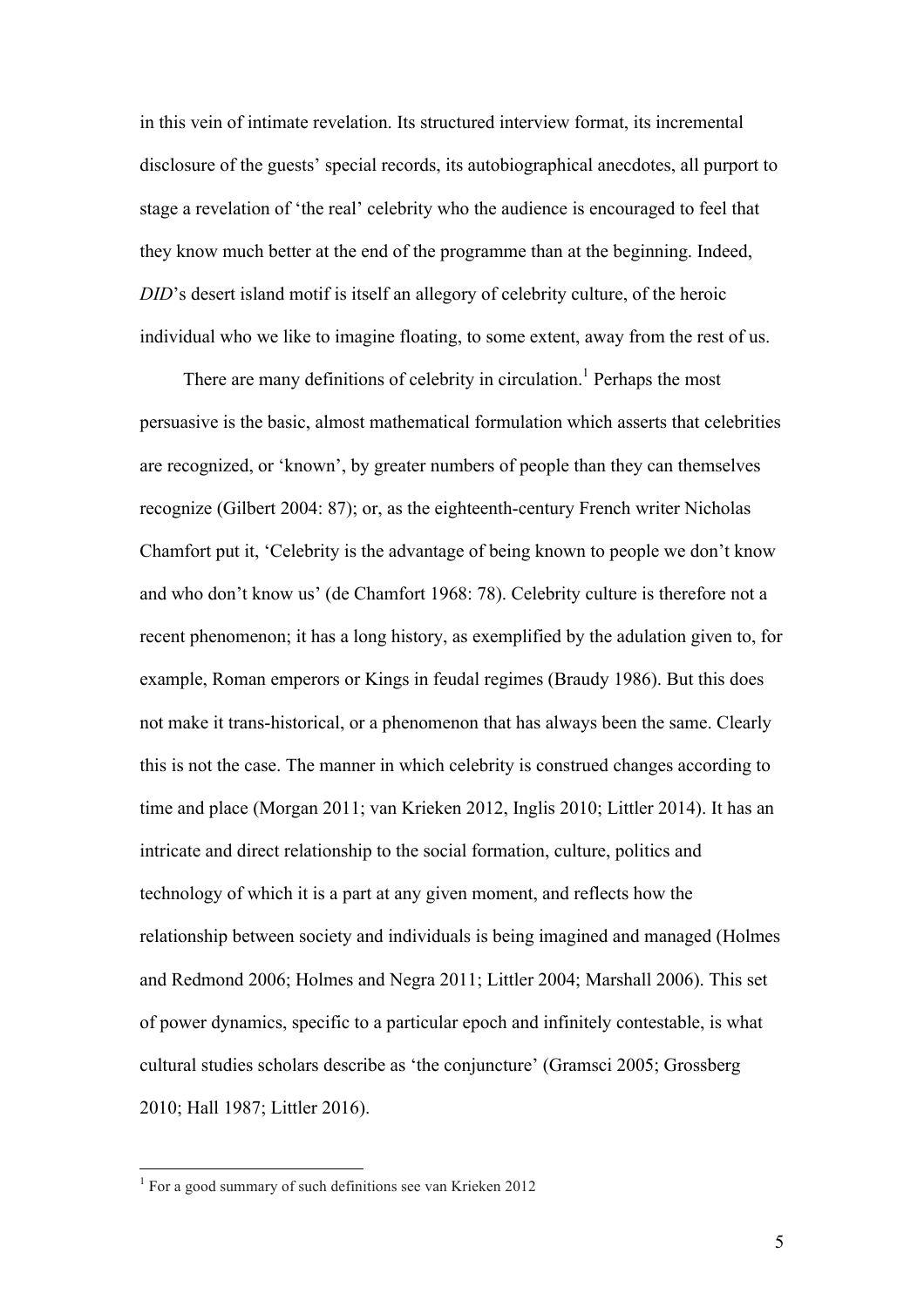in this vein of intimate revelation. Its structured interview format, its incremental disclosure of the guests' special records, its autobiographical anecdotes, all purport to stage a revelation of 'the real' celebrity who the audience is encouraged to feel that they know much better at the end of the programme than at the beginning. Indeed, *DID*'s desert island motif is itself an allegory of celebrity culture, of the heroic individual who we like to imagine floating, to some extent, away from the rest of us.

There are many definitions of celebrity in circulation.[1] Perhaps the most persuasive is the basic, almost mathematical formulation which asserts that celebrities are recognized, or 'known', by greater numbers of people than they can themselves recognize (Gilbert 2004: 87); or, as the eighteenth-century French writer Nicholas Chamfort put it, 'Celebrity is the advantage of being known to people we don't know and who don't know us' (de Chamfort 1968: 78). Celebrity culture is therefore not a recent phenomenon; it has a long history, as exemplified by the adulation given to, for example, Roman emperors or Kings in feudal regimes (Braudy 1986). But this does not make it trans-historical, or a phenomenon that has always been the same. Clearly this is not the case. The manner in which celebrity is construed changes according to time and place (Morgan 2011; van Krieken 2012, Inglis 2010; Littler 2014). It has an intricate and direct relationship to the social formation, culture, politics and technology of which it is a part at any given moment, and reflects how the relationship between society and individuals is being imagined and managed (Holmes and Redmond 2006; Holmes and Negra 2011; Littler 2004; Marshall 2006). This set of power dynamics, specific to a particular epoch and infinitely contestable, is what cultural studies scholars describe as 'the conjuncture' (Gramsci 2005; Grossberg 2010; Hall 1987; Littler 2016).

---

[1] For a good summary of such definitions see van Krieken 2012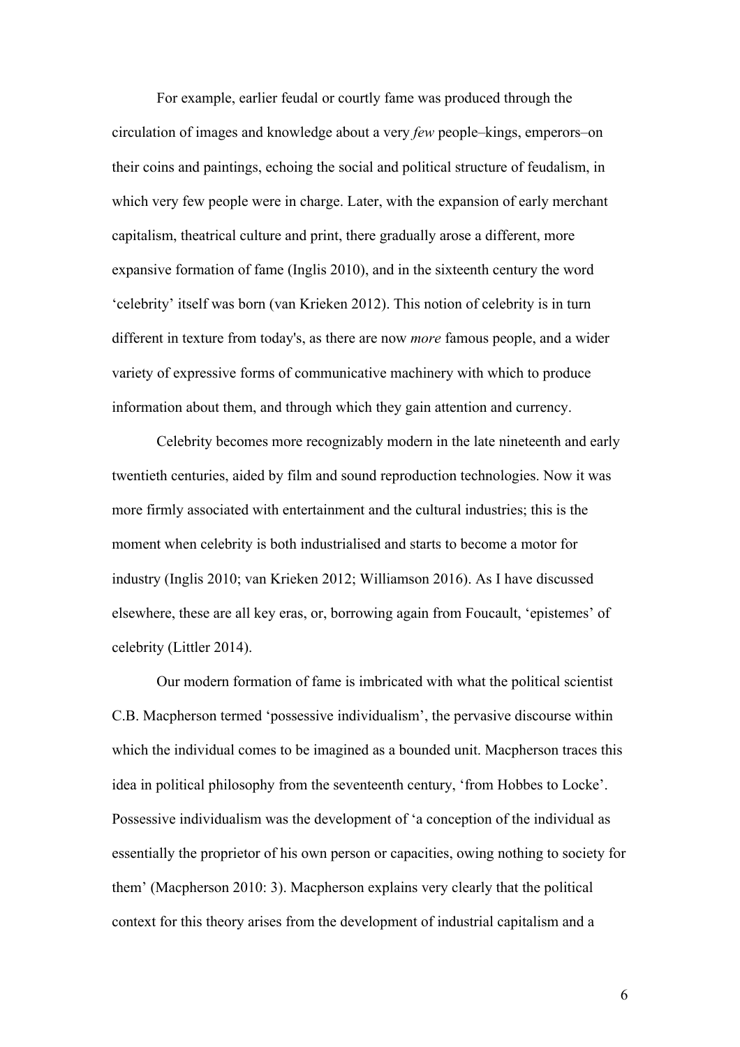For example, earlier feudal or courtly fame was produced through the circulation of images and knowledge about a very *few* people–kings, emperors–on their coins and paintings, echoing the social and political structure of feudalism, in which very few people were in charge. Later, with the expansion of early merchant capitalism, theatrical culture and print, there gradually arose a different, more expansive formation of fame (Inglis 2010), and in the sixteenth century the word 'celebrity' itself was born (van Krieken 2012). This notion of celebrity is in turn different in texture from today's, as there are now *more* famous people, and a wider variety of expressive forms of communicative machinery with which to produce information about them, and through which they gain attention and currency.

Celebrity becomes more recognizably modern in the late nineteenth and early twentieth centuries, aided by film and sound reproduction technologies. Now it was more firmly associated with entertainment and the cultural industries; this is the moment when celebrity is both industrialised and starts to become a motor for industry (Inglis 2010; van Krieken 2012; Williamson 2016). As I have discussed elsewhere, these are all key eras, or, borrowing again from Foucault, 'epistemes' of celebrity (Littler 2014).

Our modern formation of fame is imbricated with what the political scientist C.B. Macpherson termed 'possessive individualism', the pervasive discourse within which the individual comes to be imagined as a bounded unit. Macpherson traces this idea in political philosophy from the seventeenth century, 'from Hobbes to Locke'. Possessive individualism was the development of 'a conception of the individual as essentially the proprietor of his own person or capacities, owing nothing to society for them' (Macpherson 2010: 3). Macpherson explains very clearly that the political context for this theory arises from the development of industrial capitalism and a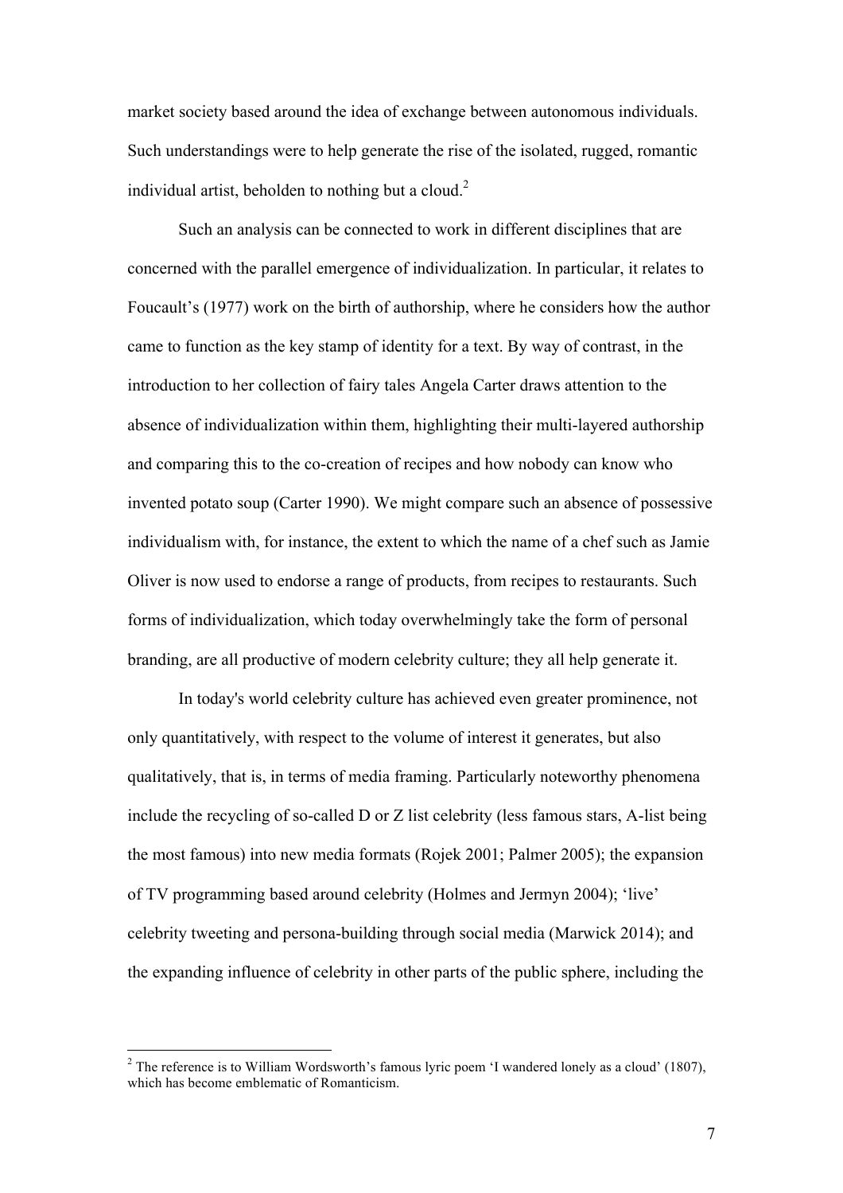market society based around the idea of exchange between autonomous individuals. Such understandings were to help generate the rise of the isolated, rugged, romantic individual artist, beholden to nothing but a cloud.[2]

Such an analysis can be connected to work in different disciplines that are concerned with the parallel emergence of individualization. In particular, it relates to Foucault's (1977) work on the birth of authorship, where he considers how the author came to function as the key stamp of identity for a text. By way of contrast, in the introduction to her collection of fairy tales Angela Carter draws attention to the absence of individualization within them, highlighting their multi-layered authorship and comparing this to the co-creation of recipes and how nobody can know who invented potato soup (Carter 1990). We might compare such an absence of possessive individualism with, for instance, the extent to which the name of a chef such as Jamie Oliver is now used to endorse a range of products, from recipes to restaurants. Such forms of individualization, which today overwhelmingly take the form of personal branding, are all productive of modern celebrity culture; they all help generate it.

In today's world celebrity culture has achieved even greater prominence, not only quantitatively, with respect to the volume of interest it generates, but also qualitatively, that is, in terms of media framing. Particularly noteworthy phenomena include the recycling of so-called D or Z list celebrity (less famous stars, A-list being the most famous) into new media formats (Rojek 2001; Palmer 2005); the expansion of TV programming based around celebrity (Holmes and Jermyn 2004); 'live' celebrity tweeting and persona-building through social media (Marwick 2014); and the expanding influence of celebrity in other parts of the public sphere, including the

[2] The reference is to William Wordsworth's famous lyric poem 'I wandered lonely as a cloud' (1807), which has become emblematic of Romanticism.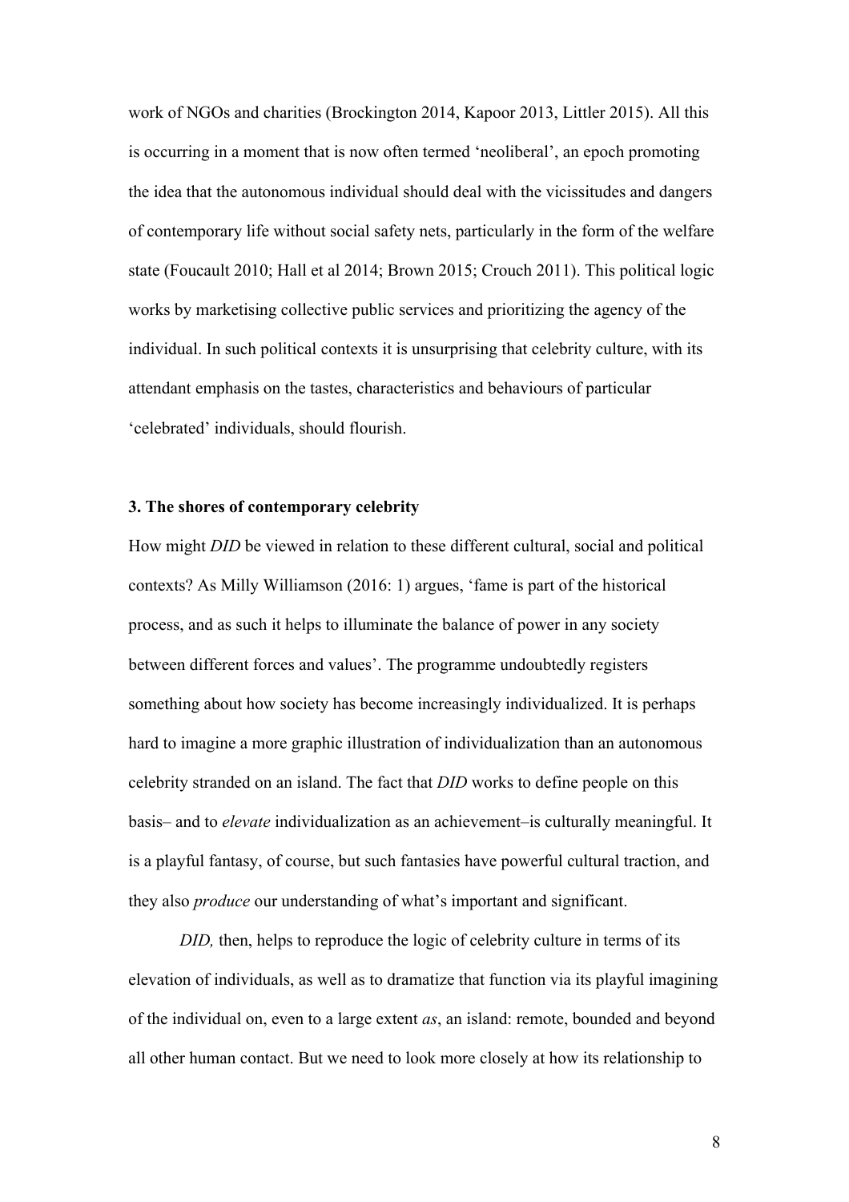work of NGOs and charities (Brockington 2014, Kapoor 2013, Littler 2015). All this is occurring in a moment that is now often termed 'neoliberal', an epoch promoting the idea that the autonomous individual should deal with the vicissitudes and dangers of contemporary life without social safety nets, particularly in the form of the welfare state (Foucault 2010; Hall et al 2014; Brown 2015; Crouch 2011). This political logic works by marketising collective public services and prioritizing the agency of the individual. In such political contexts it is unsurprising that celebrity culture, with its attendant emphasis on the tastes, characteristics and behaviours of particular 'celebrated' individuals, should flourish.

### 3. The shores of contemporary celebrity

How might *DID* be viewed in relation to these different cultural, social and political contexts? As Milly Williamson (2016: 1) argues, 'fame is part of the historical process, and as such it helps to illuminate the balance of power in any society between different forces and values'. The programme undoubtedly registers something about how society has become increasingly individualized. It is perhaps hard to imagine a more graphic illustration of individualization than an autonomous celebrity stranded on an island. The fact that *DID* works to define people on this basis– and to *elevate* individualization as an achievement–is culturally meaningful. It is a playful fantasy, of course, but such fantasies have powerful cultural traction, and they also *produce* our understanding of what's important and significant.

*DID,* then, helps to reproduce the logic of celebrity culture in terms of its elevation of individuals, as well as to dramatize that function via its playful imagining of the individual on, even to a large extent *as*, an island: remote, bounded and beyond all other human contact. But we need to look more closely at how its relationship to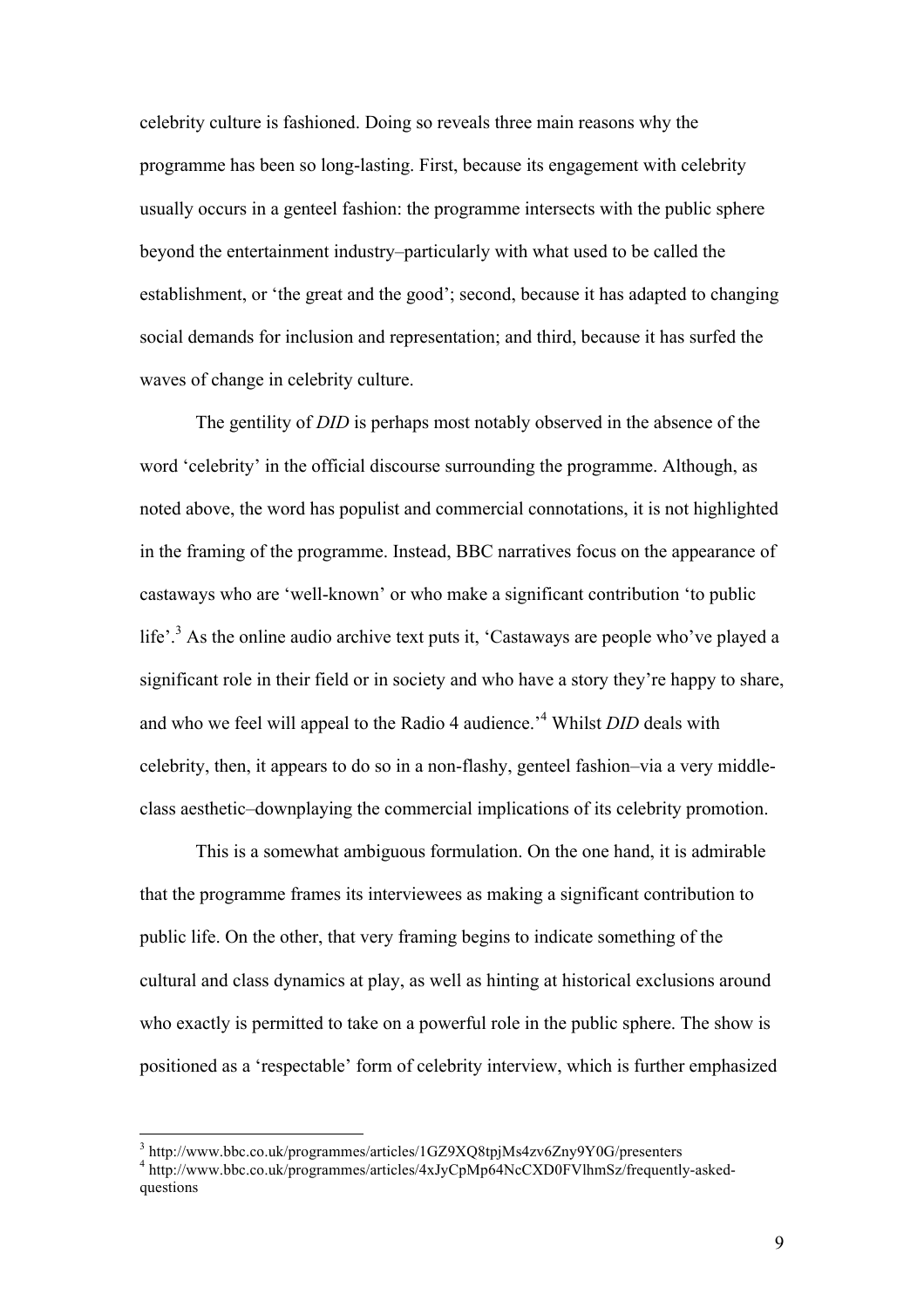celebrity culture is fashioned. Doing so reveals three main reasons why the programme has been so long-lasting. First, because its engagement with celebrity usually occurs in a genteel fashion: the programme intersects with the public sphere beyond the entertainment industry–particularly with what used to be called the establishment, or 'the great and the good'; second, because it has adapted to changing social demands for inclusion and representation; and third, because it has surfed the waves of change in celebrity culture.

The gentility of *DID* is perhaps most notably observed in the absence of the word 'celebrity' in the official discourse surrounding the programme. Although, as noted above, the word has populist and commercial connotations, it is not highlighted in the framing of the programme. Instead, BBC narratives focus on the appearance of castaways who are 'well-known' or who make a significant contribution 'to public life'.[3] As the online audio archive text puts it, 'Castaways are people who've played a significant role in their field or in society and who have a story they're happy to share, and who we feel will appeal to the Radio 4 audience.'[4] Whilst *DID* deals with celebrity, then, it appears to do so in a non-flashy, genteel fashion–via a very middle-class aesthetic–downplaying the commercial implications of its celebrity promotion.

This is a somewhat ambiguous formulation. On the one hand, it is admirable that the programme frames its interviewees as making a significant contribution to public life. On the other, that very framing begins to indicate something of the cultural and class dynamics at play, as well as hinting at historical exclusions around who exactly is permitted to take on a powerful role in the public sphere. The show is positioned as a 'respectable' form of celebrity interview, which is further emphasized

---

[3] http://www.bbc.co.uk/programmes/articles/1GZ9XQ8tpjMs4zv6Zny9Y0G/presenters

[4] http://www.bbc.co.uk/programmes/articles/4xJyCpMp64NcCXD0FVlhmSz/frequently-asked-questions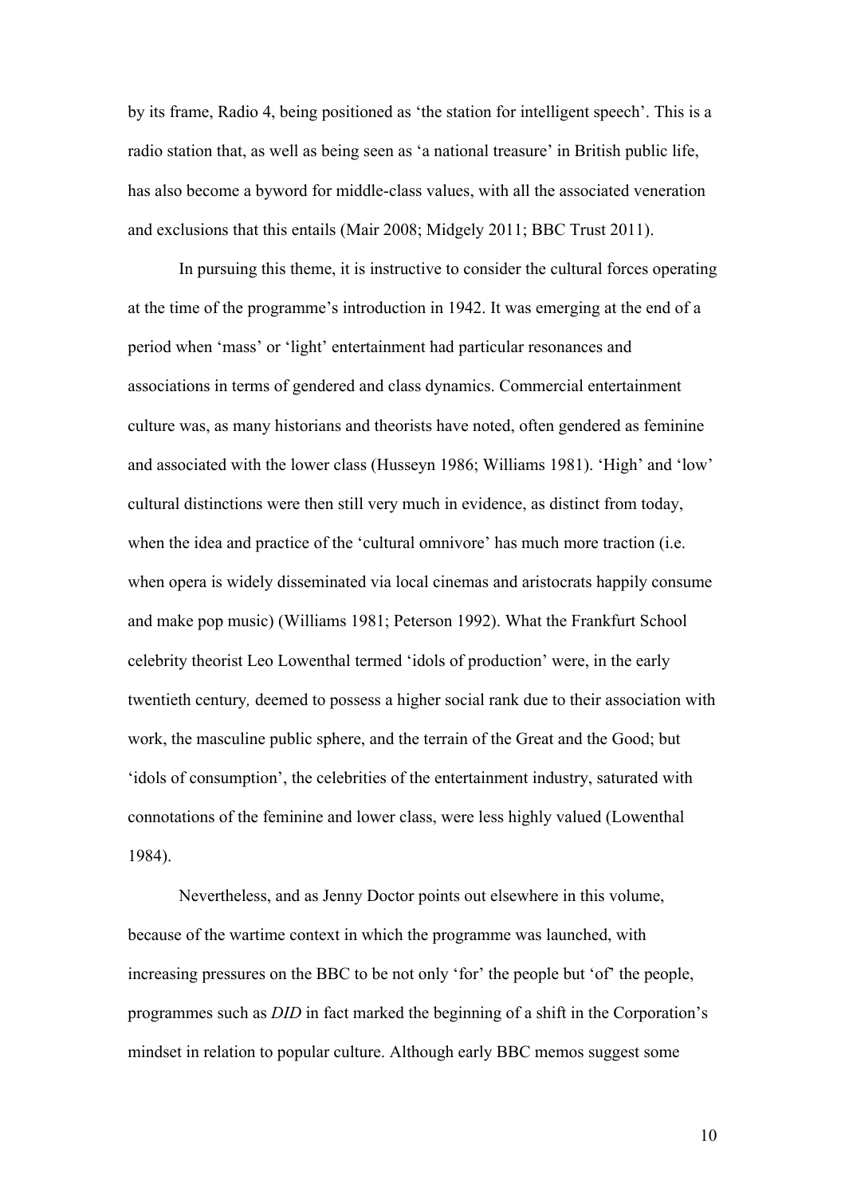by its frame, Radio 4, being positioned as 'the station for intelligent speech'. This is a radio station that, as well as being seen as 'a national treasure' in British public life, has also become a byword for middle-class values, with all the associated veneration and exclusions that this entails (Mair 2008; Midgely 2011; BBC Trust 2011).

In pursuing this theme, it is instructive to consider the cultural forces operating at the time of the programme's introduction in 1942. It was emerging at the end of a period when 'mass' or 'light' entertainment had particular resonances and associations in terms of gendered and class dynamics. Commercial entertainment culture was, as many historians and theorists have noted, often gendered as feminine and associated with the lower class (Husseyn 1986; Williams 1981). 'High' and 'low' cultural distinctions were then still very much in evidence, as distinct from today, when the idea and practice of the 'cultural omnivore' has much more traction (i.e. when opera is widely disseminated via local cinemas and aristocrats happily consume and make pop music) (Williams 1981; Peterson 1992). What the Frankfurt School celebrity theorist Leo Lowenthal termed 'idols of production' were, in the early twentieth century*,* deemed to possess a higher social rank due to their association with work, the masculine public sphere, and the terrain of the Great and the Good; but 'idols of consumption', the celebrities of the entertainment industry, saturated with connotations of the feminine and lower class, were less highly valued (Lowenthal 1984).

Nevertheless, and as Jenny Doctor points out elsewhere in this volume, because of the wartime context in which the programme was launched, with increasing pressures on the BBC to be not only 'for' the people but 'of' the people, programmes such as *DID* in fact marked the beginning of a shift in the Corporation's mindset in relation to popular culture. Although early BBC memos suggest some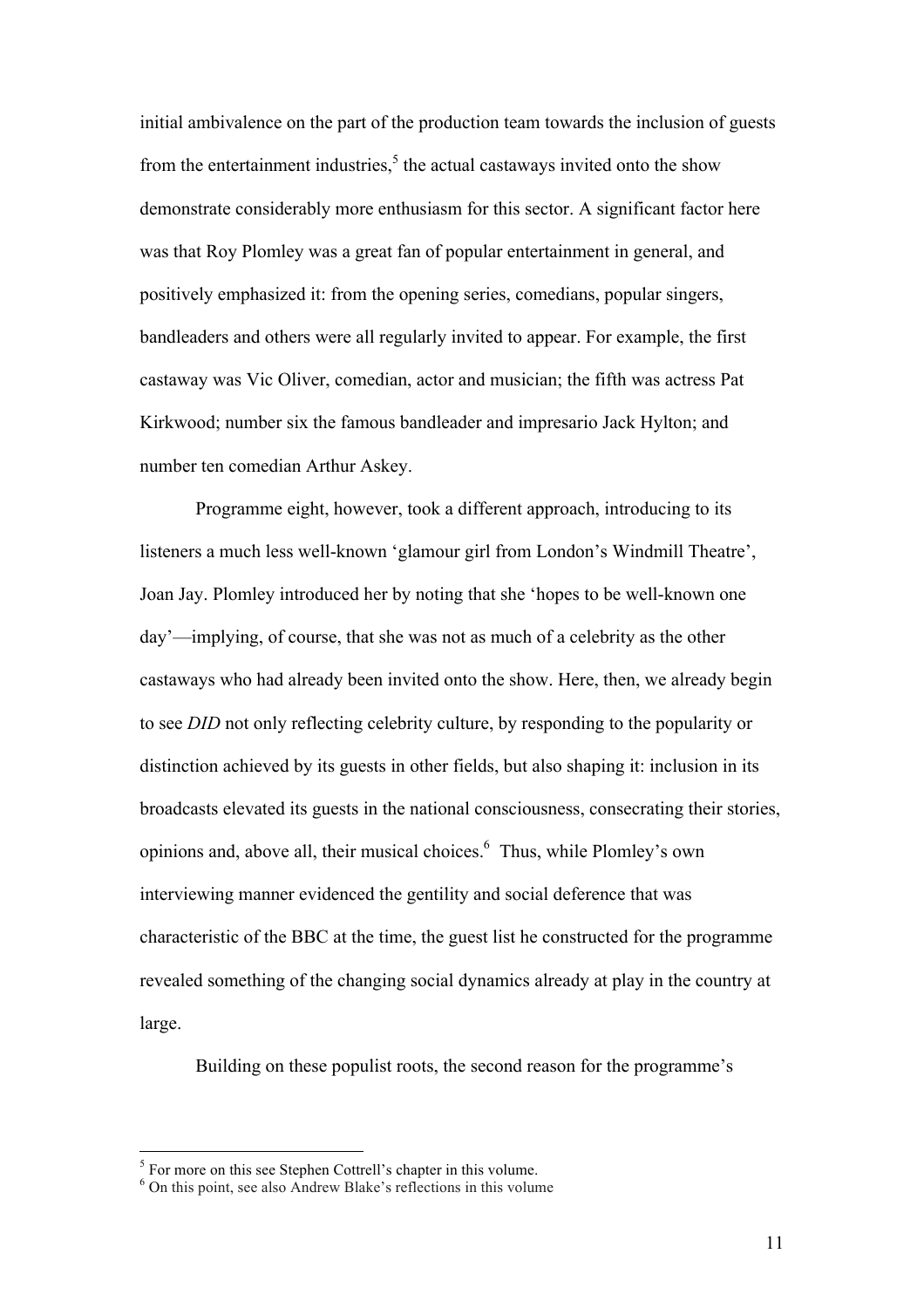initial ambivalence on the part of the production team towards the inclusion of guests from the entertainment industries,[5] the actual castaways invited onto the show demonstrate considerably more enthusiasm for this sector. A significant factor here was that Roy Plomley was a great fan of popular entertainment in general, and positively emphasized it: from the opening series, comedians, popular singers, bandleaders and others were all regularly invited to appear. For example, the first castaway was Vic Oliver, comedian, actor and musician; the fifth was actress Pat Kirkwood; number six the famous bandleader and impresario Jack Hylton; and number ten comedian Arthur Askey.

Programme eight, however, took a different approach, introducing to its listeners a much less well-known 'glamour girl from London's Windmill Theatre', Joan Jay. Plomley introduced her by noting that she 'hopes to be well-known one day'—implying, of course, that she was not as much of a celebrity as the other castaways who had already been invited onto the show. Here, then, we already begin to see *DID* not only reflecting celebrity culture, by responding to the popularity or distinction achieved by its guests in other fields, but also shaping it: inclusion in its broadcasts elevated its guests in the national consciousness, consecrating their stories, opinions and, above all, their musical choices.[6] Thus, while Plomley's own interviewing manner evidenced the gentility and social deference that was characteristic of the BBC at the time, the guest list he constructed for the programme revealed something of the changing social dynamics already at play in the country at large.

Building on these populist roots, the second reason for the programme's

---

[5] For more on this see Stephen Cottrell's chapter in this volume.

[6] On this point, see also Andrew Blake's reflections in this volume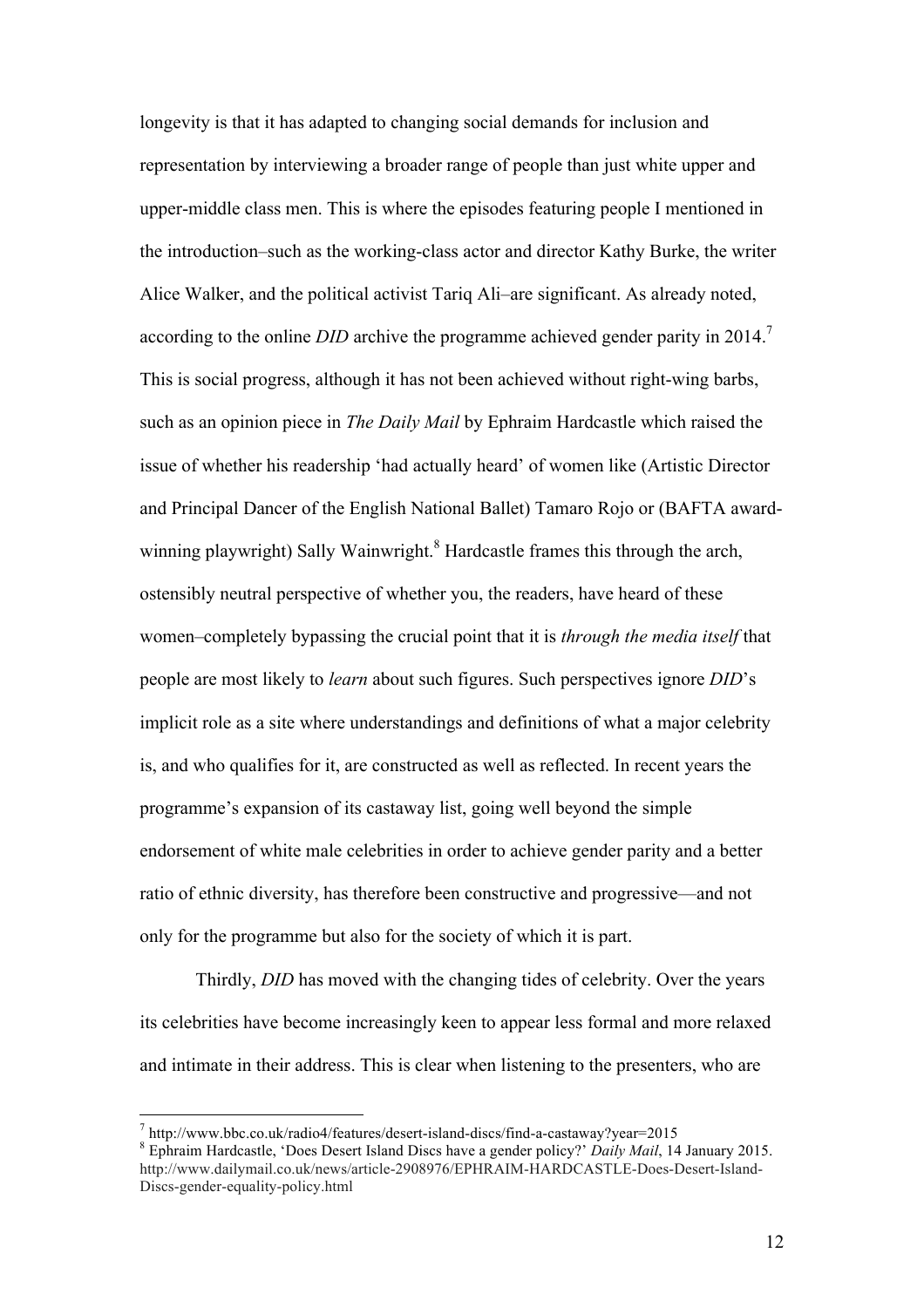longevity is that it has adapted to changing social demands for inclusion and representation by interviewing a broader range of people than just white upper and upper-middle class men. This is where the episodes featuring people I mentioned in the introduction–such as the working-class actor and director Kathy Burke, the writer Alice Walker, and the political activist Tariq Ali–are significant. As already noted, according to the online *DID* archive the programme achieved gender parity in 2014.[7] This is social progress, although it has not been achieved without right-wing barbs, such as an opinion piece in *The Daily Mail* by Ephraim Hardcastle which raised the issue of whether his readership 'had actually heard' of women like (Artistic Director and Principal Dancer of the English National Ballet) Tamaro Rojo or (BAFTA award-winning playwright) Sally Wainwright.[8] Hardcastle frames this through the arch, ostensibly neutral perspective of whether you, the readers, have heard of these women–completely bypassing the crucial point that it is *through the media itself* that people are most likely to *learn* about such figures. Such perspectives ignore *DID*'s implicit role as a site where understandings and definitions of what a major celebrity is, and who qualifies for it, are constructed as well as reflected. In recent years the programme's expansion of its castaway list, going well beyond the simple endorsement of white male celebrities in order to achieve gender parity and a better ratio of ethnic diversity, has therefore been constructive and progressive—and not only for the programme but also for the society of which it is part.

Thirdly, *DID* has moved with the changing tides of celebrity. Over the years its celebrities have become increasingly keen to appear less formal and more relaxed and intimate in their address. This is clear when listening to the presenters, who are

---

[7] http://www.bbc.co.uk/radio4/features/desert-island-discs/find-a-castaway?year=2015

[8] Ephraim Hardcastle, 'Does Desert Island Discs have a gender policy?' *Daily Mail*, 14 January 2015. http://www.dailymail.co.uk/news/article-2908976/EPHRAIM-HARDCASTLE-Does-Desert-Island-Discs-gender-equality-policy.html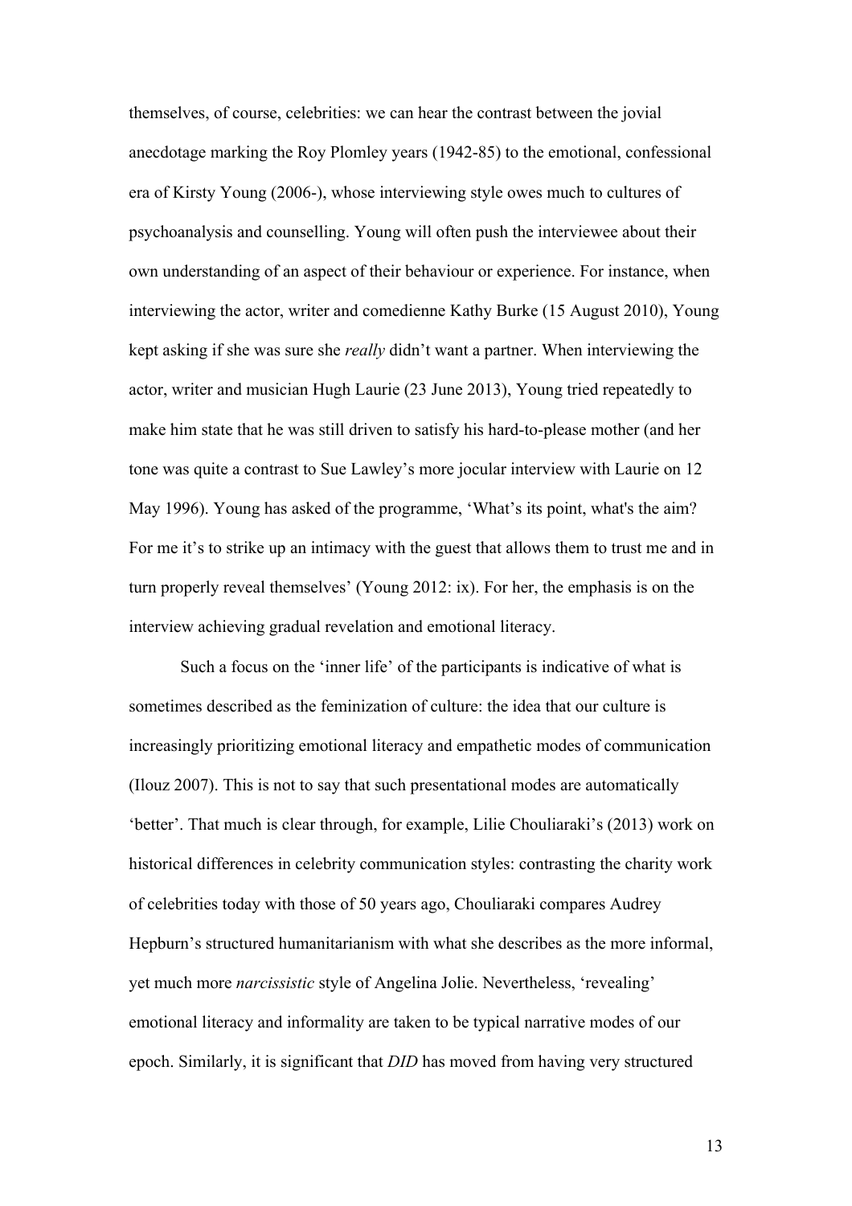themselves, of course, celebrities: we can hear the contrast between the jovial anecdotage marking the Roy Plomley years (1942-85) to the emotional, confessional era of Kirsty Young (2006-), whose interviewing style owes much to cultures of psychoanalysis and counselling. Young will often push the interviewee about their own understanding of an aspect of their behaviour or experience. For instance, when interviewing the actor, writer and comedienne Kathy Burke (15 August 2010), Young kept asking if she was sure she *really* didn't want a partner. When interviewing the actor, writer and musician Hugh Laurie (23 June 2013), Young tried repeatedly to make him state that he was still driven to satisfy his hard-to-please mother (and her tone was quite a contrast to Sue Lawley's more jocular interview with Laurie on 12 May 1996). Young has asked of the programme, 'What's its point, what's the aim? For me it's to strike up an intimacy with the guest that allows them to trust me and in turn properly reveal themselves' (Young 2012: ix). For her, the emphasis is on the interview achieving gradual revelation and emotional literacy.

Such a focus on the 'inner life' of the participants is indicative of what is sometimes described as the feminization of culture: the idea that our culture is increasingly prioritizing emotional literacy and empathetic modes of communication (Ilouz 2007). This is not to say that such presentational modes are automatically 'better'. That much is clear through, for example, Lilie Chouliaraki's (2013) work on historical differences in celebrity communication styles: contrasting the charity work of celebrities today with those of 50 years ago, Chouliaraki compares Audrey Hepburn's structured humanitarianism with what she describes as the more informal, yet much more *narcissistic* style of Angelina Jolie. Nevertheless, 'revealing' emotional literacy and informality are taken to be typical narrative modes of our epoch. Similarly, it is significant that *DID* has moved from having very structured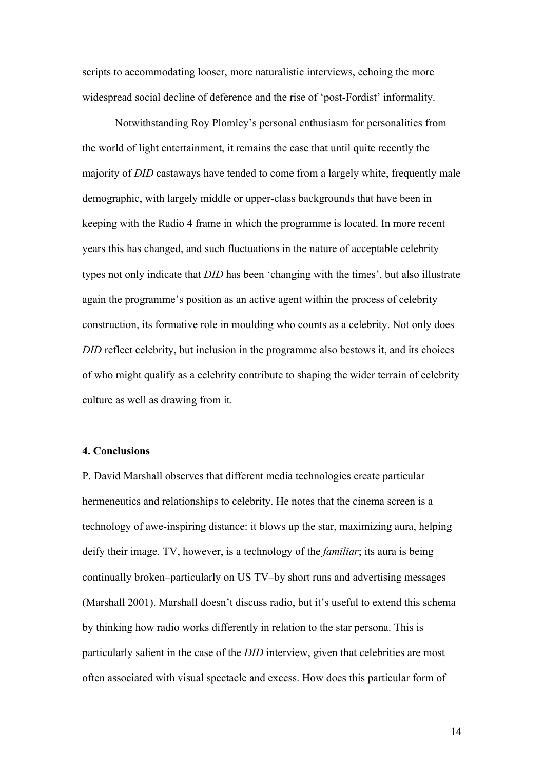scripts to accommodating looser, more naturalistic interviews, echoing the more widespread social decline of deference and the rise of 'post-Fordist' informality.

Notwithstanding Roy Plomley's personal enthusiasm for personalities from the world of light entertainment, it remains the case that until quite recently the majority of *DID* castaways have tended to come from a largely white, frequently male demographic, with largely middle or upper-class backgrounds that have been in keeping with the Radio 4 frame in which the programme is located. In more recent years this has changed, and such fluctuations in the nature of acceptable celebrity types not only indicate that *DID* has been 'changing with the times', but also illustrate again the programme's position as an active agent within the process of celebrity construction, its formative role in moulding who counts as a celebrity. Not only does *DID* reflect celebrity, but inclusion in the programme also bestows it, and its choices of who might qualify as a celebrity contribute to shaping the wider terrain of celebrity culture as well as drawing from it.

#### 4. Conclusions

P. David Marshall observes that different media technologies create particular hermeneutics and relationships to celebrity. He notes that the cinema screen is a technology of awe-inspiring distance: it blows up the star, maximizing aura, helping deify their image. TV, however, is a technology of the *familiar*; its aura is being continually broken–particularly on US TV–by short runs and advertising messages (Marshall 2001). Marshall doesn't discuss radio, but it's useful to extend this schema by thinking how radio works differently in relation to the star persona. This is particularly salient in the case of the *DID* interview, given that celebrities are most often associated with visual spectacle and excess. How does this particular form of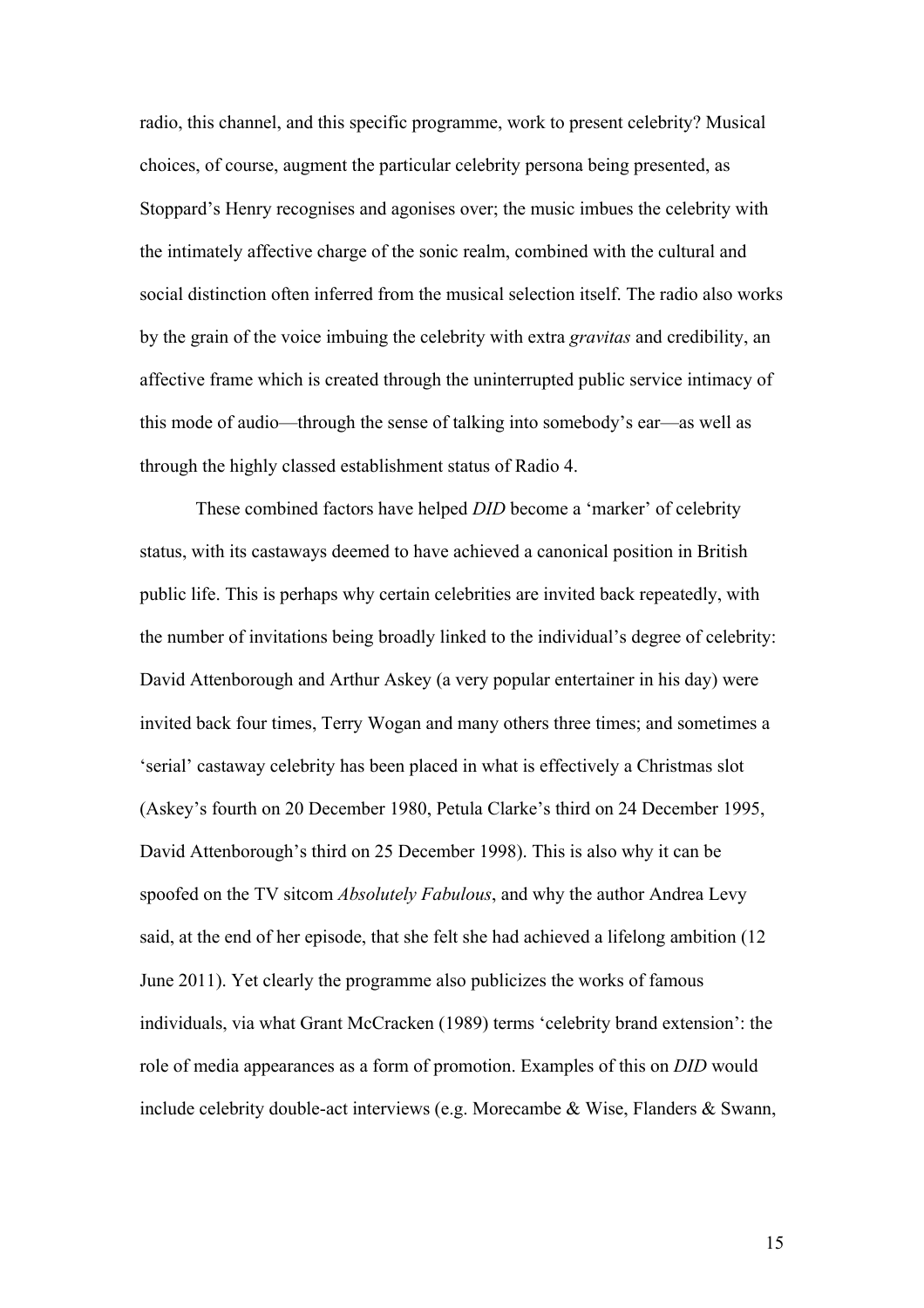radio, this channel, and this specific programme, work to present celebrity? Musical choices, of course, augment the particular celebrity persona being presented, as Stoppard's Henry recognises and agonises over; the music imbues the celebrity with the intimately affective charge of the sonic realm, combined with the cultural and social distinction often inferred from the musical selection itself. The radio also works by the grain of the voice imbuing the celebrity with extra *gravitas* and credibility, an affective frame which is created through the uninterrupted public service intimacy of this mode of audio—through the sense of talking into somebody's ear—as well as through the highly classed establishment status of Radio 4.

These combined factors have helped *DID* become a 'marker' of celebrity status, with its castaways deemed to have achieved a canonical position in British public life. This is perhaps why certain celebrities are invited back repeatedly, with the number of invitations being broadly linked to the individual's degree of celebrity: David Attenborough and Arthur Askey (a very popular entertainer in his day) were invited back four times, Terry Wogan and many others three times; and sometimes a 'serial' castaway celebrity has been placed in what is effectively a Christmas slot (Askey's fourth on 20 December 1980, Petula Clarke's third on 24 December 1995, David Attenborough's third on 25 December 1998). This is also why it can be spoofed on the TV sitcom *Absolutely Fabulous*, and why the author Andrea Levy said, at the end of her episode, that she felt she had achieved a lifelong ambition (12 June 2011). Yet clearly the programme also publicizes the works of famous individuals, via what Grant McCracken (1989) terms 'celebrity brand extension': the role of media appearances as a form of promotion. Examples of this on *DID* would include celebrity double-act interviews (e.g. Morecambe & Wise, Flanders & Swann,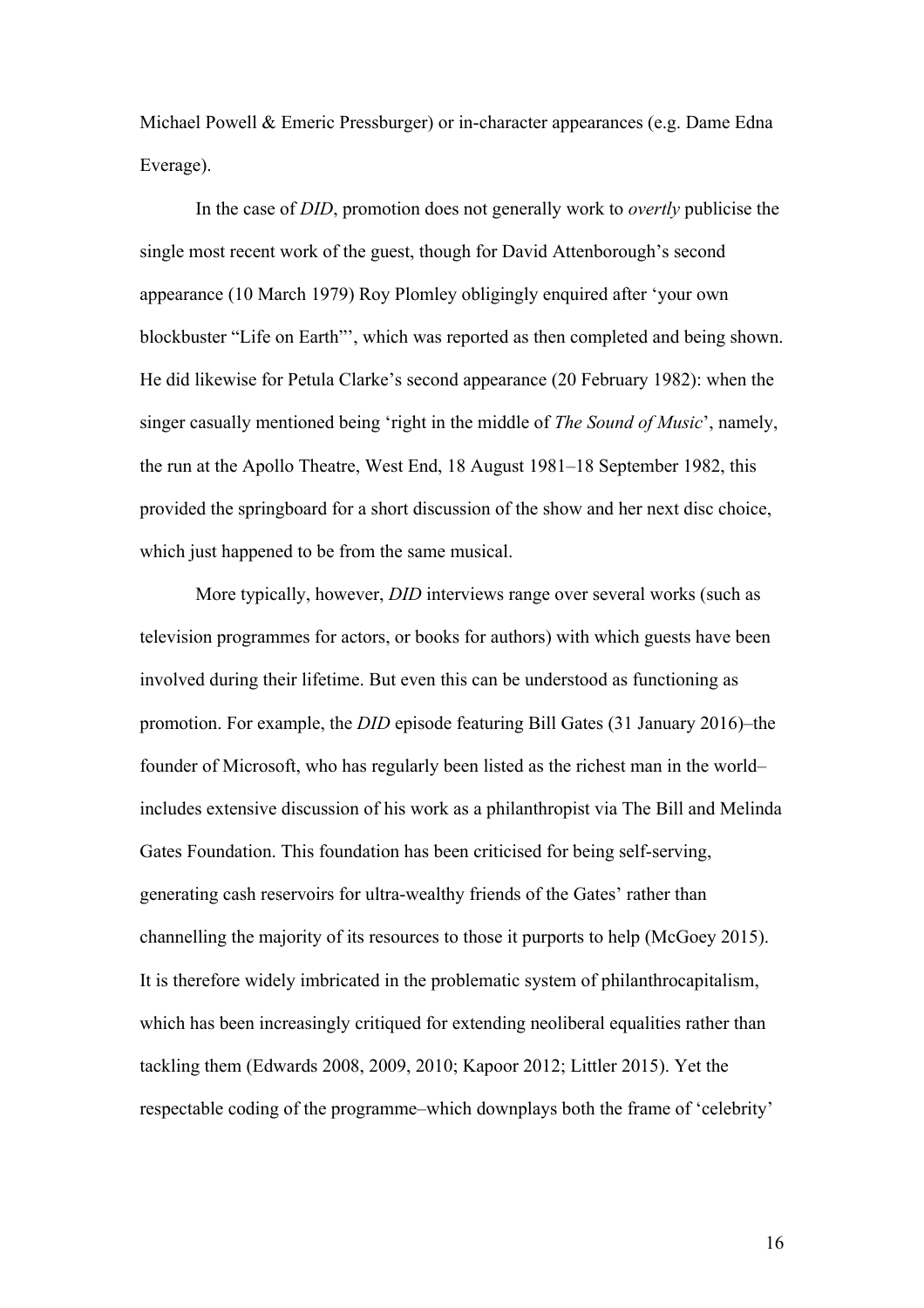Michael Powell & Emeric Pressburger) or in-character appearances (e.g. Dame Edna Everage).

In the case of *DID*, promotion does not generally work to *overtly* publicise the single most recent work of the guest, though for David Attenborough's second appearance (10 March 1979) Roy Plomley obligingly enquired after 'your own blockbuster "Life on Earth"', which was reported as then completed and being shown. He did likewise for Petula Clarke's second appearance (20 February 1982): when the singer casually mentioned being 'right in the middle of *The Sound of Music*', namely, the run at the Apollo Theatre, West End, 18 August 1981–18 September 1982, this provided the springboard for a short discussion of the show and her next disc choice, which just happened to be from the same musical.

More typically, however, *DID* interviews range over several works (such as television programmes for actors, or books for authors) with which guests have been involved during their lifetime. But even this can be understood as functioning as promotion. For example, the *DID* episode featuring Bill Gates (31 January 2016)–the founder of Microsoft, who has regularly been listed as the richest man in the world–includes extensive discussion of his work as a philanthropist via The Bill and Melinda Gates Foundation. This foundation has been criticised for being self-serving, generating cash reservoirs for ultra-wealthy friends of the Gates' rather than channelling the majority of its resources to those it purports to help (McGoey 2015). It is therefore widely imbricated in the problematic system of philanthrocapitalism, which has been increasingly critiqued for extending neoliberal equalities rather than tackling them (Edwards 2008, 2009, 2010; Kapoor 2012; Littler 2015). Yet the respectable coding of the programme–which downplays both the frame of 'celebrity'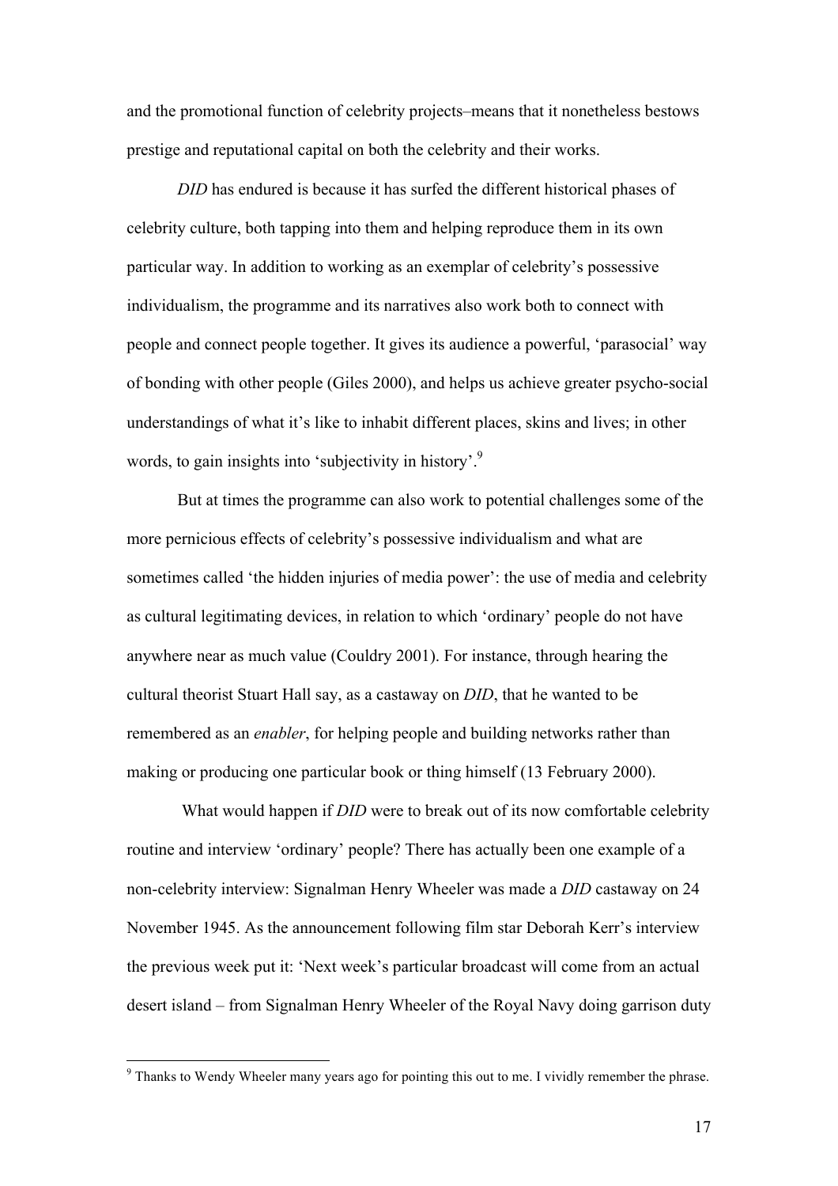and the promotional function of celebrity projects–means that it nonetheless bestows prestige and reputational capital on both the celebrity and their works.

*DID* has endured is because it has surfed the different historical phases of celebrity culture, both tapping into them and helping reproduce them in its own particular way. In addition to working as an exemplar of celebrity's possessive individualism, the programme and its narratives also work both to connect with people and connect people together. It gives its audience a powerful, 'parasocial' way of bonding with other people (Giles 2000), and helps us achieve greater psycho-social understandings of what it's like to inhabit different places, skins and lives; in other words, to gain insights into 'subjectivity in history'.[9]

But at times the programme can also work to potential challenges some of the more pernicious effects of celebrity's possessive individualism and what are sometimes called 'the hidden injuries of media power': the use of media and celebrity as cultural legitimating devices, in relation to which 'ordinary' people do not have anywhere near as much value (Couldry 2001). For instance, through hearing the cultural theorist Stuart Hall say, as a castaway on *DID*, that he wanted to be remembered as an *enabler*, for helping people and building networks rather than making or producing one particular book or thing himself (13 February 2000).

What would happen if *DID* were to break out of its now comfortable celebrity routine and interview 'ordinary' people? There has actually been one example of a non-celebrity interview: Signalman Henry Wheeler was made a *DID* castaway on 24 November 1945. As the announcement following film star Deborah Kerr's interview the previous week put it: 'Next week's particular broadcast will come from an actual desert island – from Signalman Henry Wheeler of the Royal Navy doing garrison duty

---

[9] Thanks to Wendy Wheeler many years ago for pointing this out to me. I vividly remember the phrase.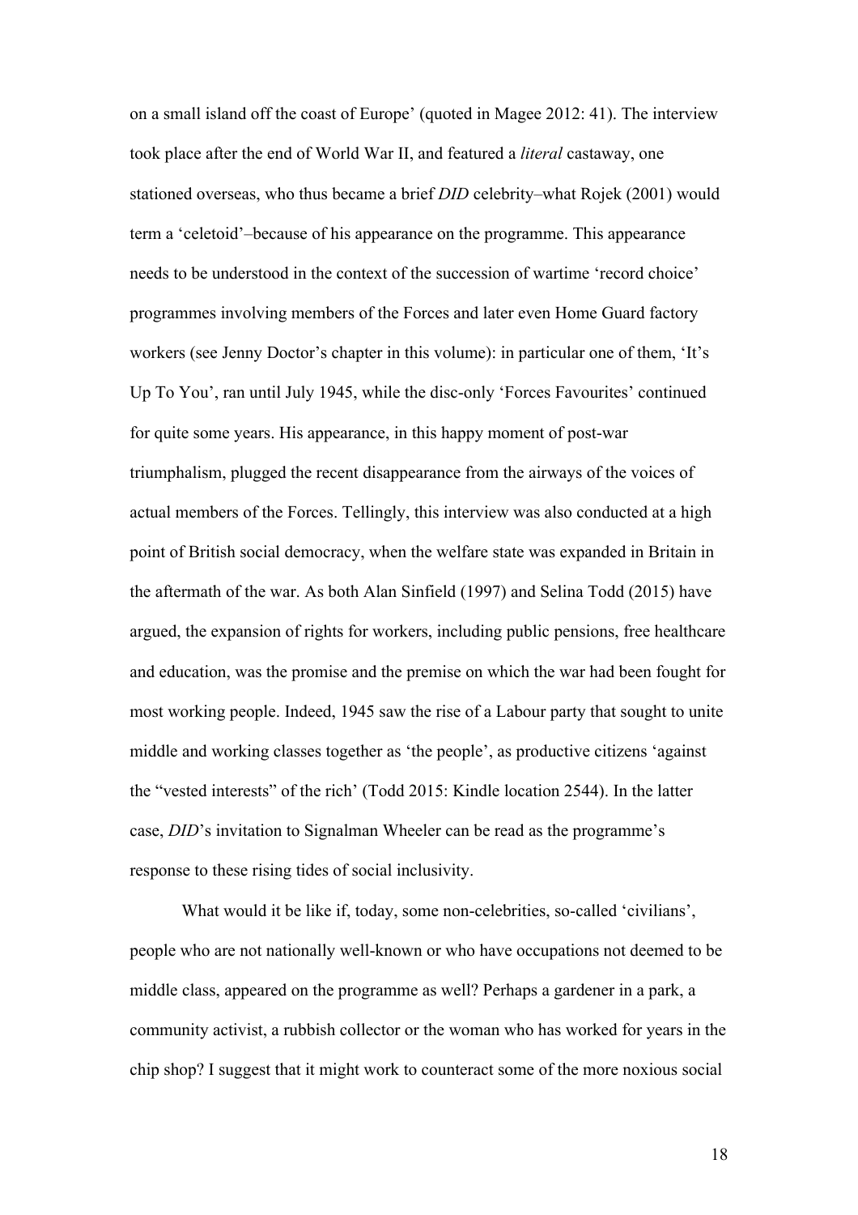on a small island off the coast of Europe' (quoted in Magee 2012: 41). The interview took place after the end of World War II, and featured a *literal* castaway, one stationed overseas, who thus became a brief *DID* celebrity–what Rojek (2001) would term a 'celetoid'–because of his appearance on the programme. This appearance needs to be understood in the context of the succession of wartime 'record choice' programmes involving members of the Forces and later even Home Guard factory workers (see Jenny Doctor's chapter in this volume): in particular one of them, 'It's Up To You', ran until July 1945, while the disc-only 'Forces Favourites' continued for quite some years. His appearance, in this happy moment of post-war triumphalism, plugged the recent disappearance from the airways of the voices of actual members of the Forces. Tellingly, this interview was also conducted at a high point of British social democracy, when the welfare state was expanded in Britain in the aftermath of the war. As both Alan Sinfield (1997) and Selina Todd (2015) have argued, the expansion of rights for workers, including public pensions, free healthcare and education, was the promise and the premise on which the war had been fought for most working people. Indeed, 1945 saw the rise of a Labour party that sought to unite middle and working classes together as 'the people', as productive citizens 'against the "vested interests" of the rich' (Todd 2015: Kindle location 2544). In the latter case, *DID*'s invitation to Signalman Wheeler can be read as the programme's response to these rising tides of social inclusivity.

What would it be like if, today, some non-celebrities, so-called 'civilians', people who are not nationally well-known or who have occupations not deemed to be middle class, appeared on the programme as well? Perhaps a gardener in a park, a community activist, a rubbish collector or the woman who has worked for years in the chip shop? I suggest that it might work to counteract some of the more noxious social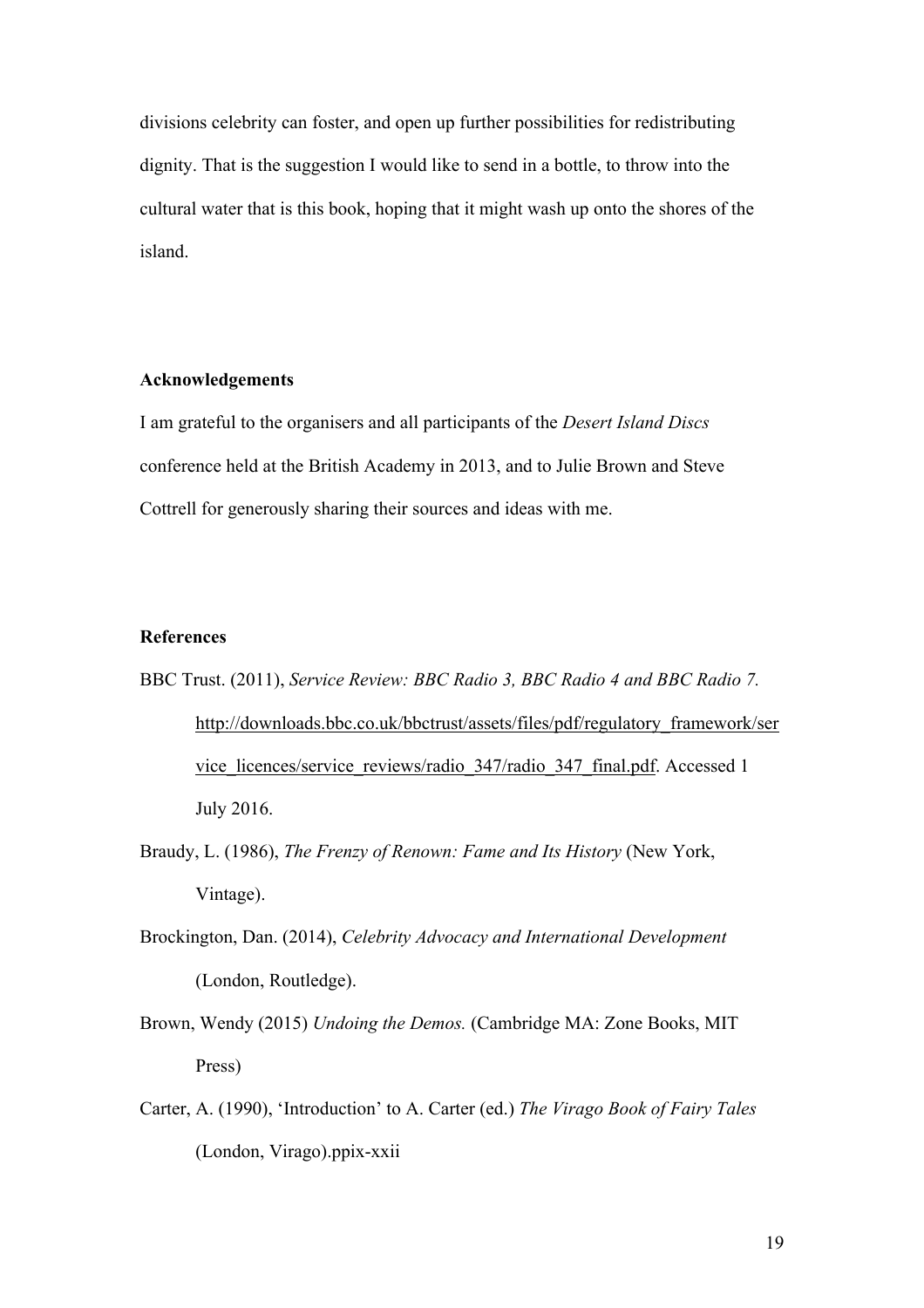divisions celebrity can foster, and open up further possibilities for redistributing dignity. That is the suggestion I would like to send in a bottle, to throw into the cultural water that is this book, hoping that it might wash up onto the shores of the island.

## Acknowledgements

I am grateful to the organisers and all participants of the *Desert Island Discs* conference held at the British Academy in 2013, and to Julie Brown and Steve Cottrell for generously sharing their sources and ideas with me.

## References

BBC Trust. (2011), *Service Review: BBC Radio 3, BBC Radio 4 and BBC Radio 7.* http://downloads.bbc.co.uk/bbctrust/assets/files/pdf/regulatory_framework/service_licences/service_reviews/radio_347/radio_347_final.pdf. Accessed 1 July 2016.

Braudy, L. (1986), *The Frenzy of Renown: Fame and Its History* (New York, Vintage).

Brockington, Dan. (2014), *Celebrity Advocacy and International Development* (London, Routledge).

Brown, Wendy (2015) *Undoing the Demos.* (Cambridge MA: Zone Books, MIT Press)

Carter, A. (1990), 'Introduction' to A. Carter (ed.) *The Virago Book of Fairy Tales* (London, Virago).ppix-xxii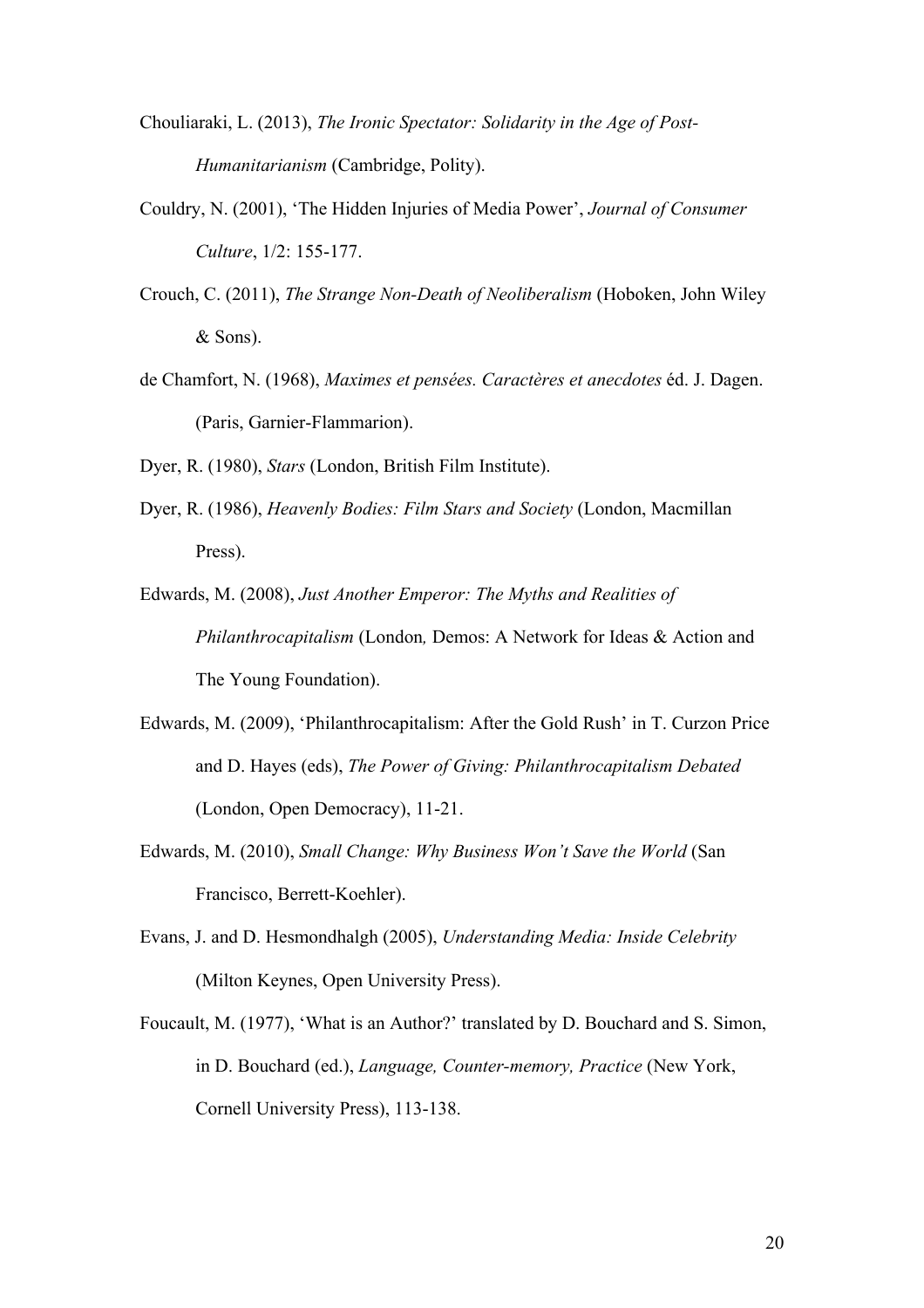Chouliaraki, L. (2013), *The Ironic Spectator: Solidarity in the Age of Post-Humanitarianism* (Cambridge, Polity).

Couldry, N. (2001), 'The Hidden Injuries of Media Power', *Journal of Consumer Culture*, 1/2: 155-177.

Crouch, C. (2011), *The Strange Non-Death of Neoliberalism* (Hoboken, John Wiley & Sons).

de Chamfort, N. (1968), *Maximes et pensées. Caractères et anecdotes* éd. J. Dagen. (Paris, Garnier-Flammarion).

Dyer, R. (1980), *Stars* (London, British Film Institute).

Dyer, R. (1986), *Heavenly Bodies: Film Stars and Society* (London, Macmillan Press).

Edwards, M. (2008), *Just Another Emperor: The Myths and Realities of Philanthrocapitalism* (London*,* Demos: A Network for Ideas & Action and The Young Foundation).

Edwards, M. (2009), 'Philanthrocapitalism: After the Gold Rush' in T. Curzon Price and D. Hayes (eds), *The Power of Giving: Philanthrocapitalism Debated* (London, Open Democracy), 11-21.

Edwards, M. (2010), *Small Change: Why Business Won't Save the World* (San Francisco, Berrett-Koehler).

Evans, J. and D. Hesmondhalgh (2005), *Understanding Media: Inside Celebrity* (Milton Keynes, Open University Press).

Foucault, M. (1977), 'What is an Author?' translated by D. Bouchard and S. Simon, in D. Bouchard (ed.), *Language, Counter-memory, Practice* (New York, Cornell University Press), 113-138.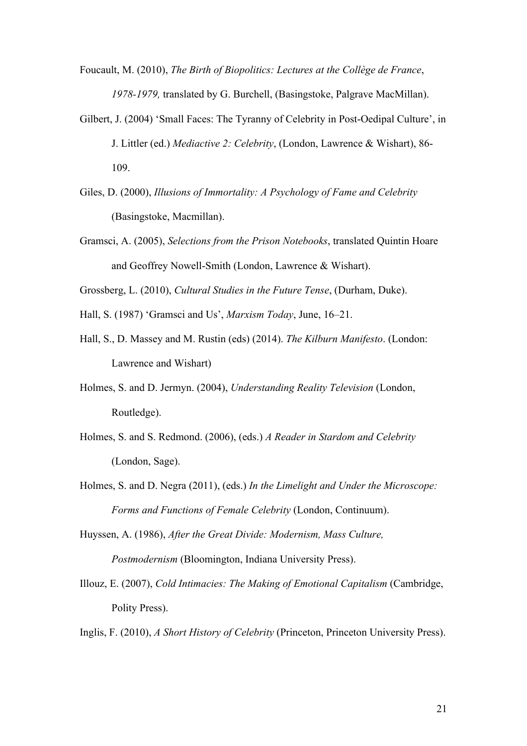Foucault, M. (2010), *The Birth of Biopolitics: Lectures at the Collège de France, 1978-1979,* translated by G. Burchell, (Basingstoke, Palgrave MacMillan).

Gilbert, J. (2004) 'Small Faces: The Tyranny of Celebrity in Post-Oedipal Culture', in J. Littler (ed.) *Mediactive 2: Celebrity*, (London, Lawrence & Wishart), 86-109.

Giles, D. (2000), *Illusions of Immortality: A Psychology of Fame and Celebrity* (Basingstoke, Macmillan).

Gramsci, A. (2005), *Selections from the Prison Notebooks*, translated Quintin Hoare and Geoffrey Nowell-Smith (London, Lawrence & Wishart).

Grossberg, L. (2010), *Cultural Studies in the Future Tense*, (Durham, Duke).

Hall, S. (1987) 'Gramsci and Us', *Marxism Today*, June, 16–21.

Hall, S., D. Massey and M. Rustin (eds) (2014). *The Kilburn Manifesto*. (London: Lawrence and Wishart)

Holmes, S. and D. Jermyn. (2004), *Understanding Reality Television* (London, Routledge).

Holmes, S. and S. Redmond. (2006), (eds.) *A Reader in Stardom and Celebrity* (London, Sage).

Holmes, S. and D. Negra (2011), (eds.) *In the Limelight and Under the Microscope: Forms and Functions of Female Celebrity* (London, Continuum).

Huyssen, A. (1986), *After the Great Divide: Modernism, Mass Culture, Postmodernism* (Bloomington, Indiana University Press).

Illouz, E. (2007), *Cold Intimacies: The Making of Emotional Capitalism* (Cambridge, Polity Press).

Inglis, F. (2010), *A Short History of Celebrity* (Princeton, Princeton University Press).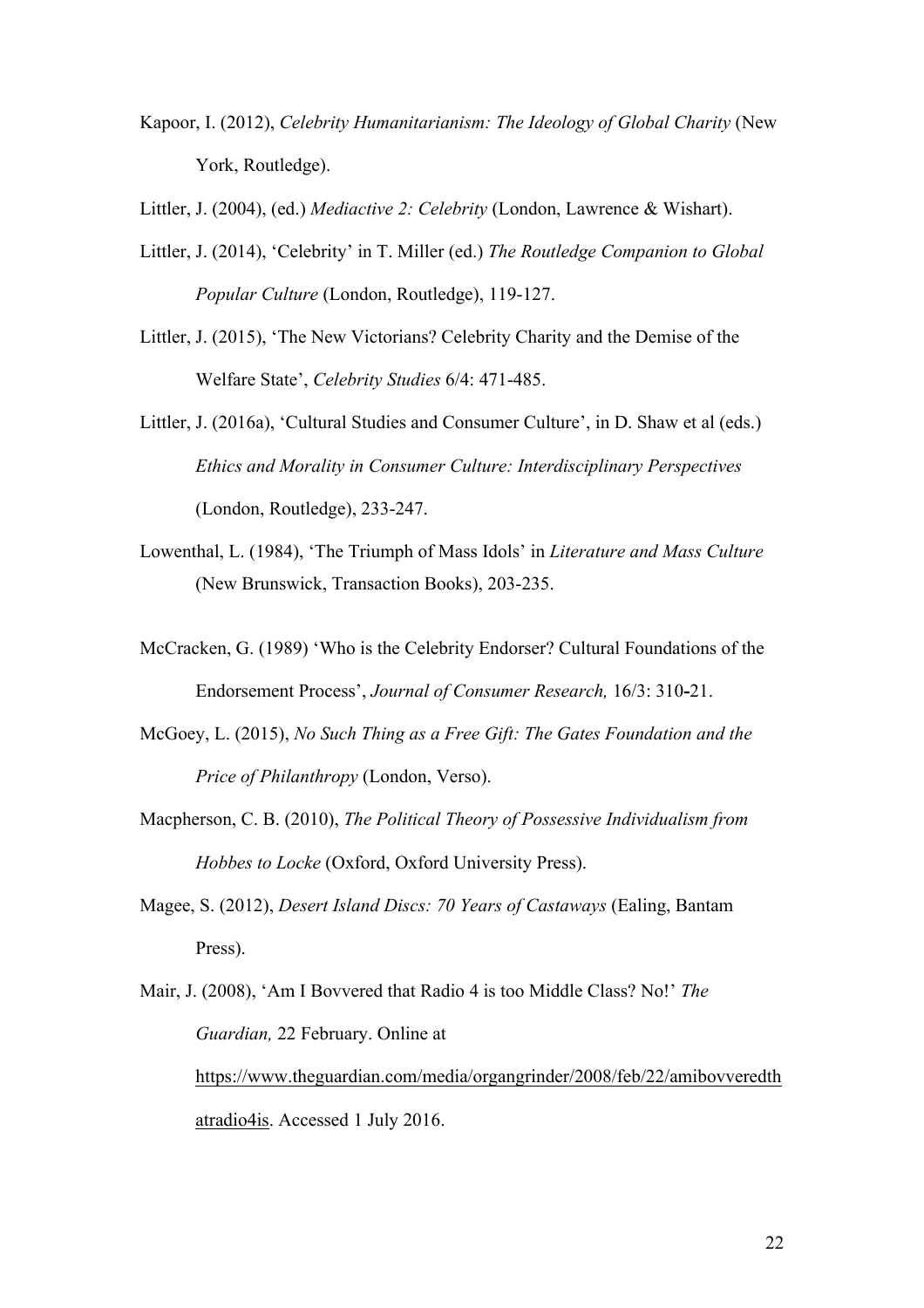Kapoor, I. (2012), *Celebrity Humanitarianism: The Ideology of Global Charity* (New York, Routledge).

Littler, J. (2004), (ed.) *Mediactive 2: Celebrity* (London, Lawrence & Wishart).

Littler, J. (2014), 'Celebrity' in T. Miller (ed.) *The Routledge Companion to Global Popular Culture* (London, Routledge), 119-127.

Littler, J. (2015), 'The New Victorians? Celebrity Charity and the Demise of the Welfare State', *Celebrity Studies* 6/4: 471-485.

Littler, J. (2016a), 'Cultural Studies and Consumer Culture', in D. Shaw et al (eds.) *Ethics and Morality in Consumer Culture: Interdisciplinary Perspectives* (London, Routledge), 233-247.

Lowenthal, L. (1984), 'The Triumph of Mass Idols' in *Literature and Mass Culture* (New Brunswick, Transaction Books), 203-235.

McCracken, G. (1989) 'Who is the Celebrity Endorser? Cultural Foundations of the Endorsement Process', *Journal of Consumer Research,* 16/3: 310-21.

McGoey, L. (2015), *No Such Thing as a Free Gift: The Gates Foundation and the Price of Philanthropy* (London, Verso).

Macpherson, C. B. (2010), *The Political Theory of Possessive Individualism from Hobbes to Locke* (Oxford, Oxford University Press).

Magee, S. (2012), *Desert Island Discs: 70 Years of Castaways* (Ealing, Bantam Press).

Mair, J. (2008), 'Am I Bovvered that Radio 4 is too Middle Class? No!' *The Guardian,* 22 February. Online at https://www.theguardian.com/media/organgrinder/2008/feb/22/amibovveredthatradio4is. Accessed 1 July 2016.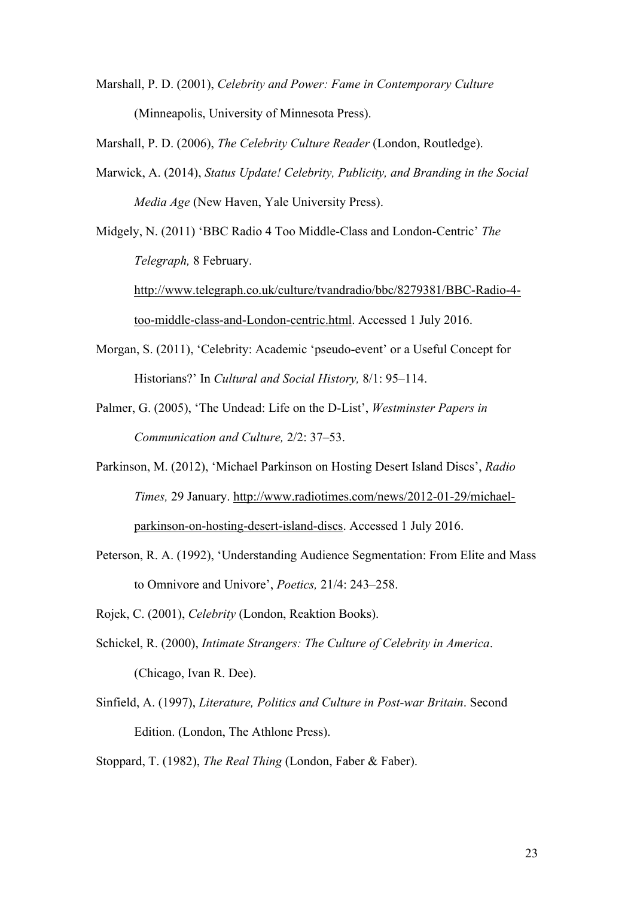Marshall, P. D. (2001), *Celebrity and Power: Fame in Contemporary Culture* (Minneapolis, University of Minnesota Press).

Marshall, P. D. (2006), *The Celebrity Culture Reader* (London, Routledge).

Marwick, A. (2014), *Status Update! Celebrity, Publicity, and Branding in the Social Media Age* (New Haven, Yale University Press).

Midgely, N. (2011) 'BBC Radio 4 Too Middle-Class and London-Centric' *The Telegraph,* 8 February. http://www.telegraph.co.uk/culture/tvandradio/bbc/8279381/BBC-Radio-4-too-middle-class-and-London-centric.html. Accessed 1 July 2016.

Morgan, S. (2011), 'Celebrity: Academic 'pseudo-event' or a Useful Concept for Historians?' In *Cultural and Social History,* 8/1: 95–114.

Palmer, G. (2005), 'The Undead: Life on the D-List', *Westminster Papers in Communication and Culture,* 2/2: 37–53.

Parkinson, M. (2012), 'Michael Parkinson on Hosting Desert Island Discs', *Radio Times,* 29 January. http://www.radiotimes.com/news/2012-01-29/michael-parkinson-on-hosting-desert-island-discs. Accessed 1 July 2016.

Peterson, R. A. (1992), 'Understanding Audience Segmentation: From Elite and Mass to Omnivore and Univore', *Poetics,* 21/4: 243–258.

Rojek, C. (2001), *Celebrity* (London, Reaktion Books).

Schickel, R. (2000), *Intimate Strangers: The Culture of Celebrity in America*. (Chicago, Ivan R. Dee).

Sinfield, A. (1997), *Literature, Politics and Culture in Post-war Britain*. Second Edition. (London, The Athlone Press).

Stoppard, T. (1982), *The Real Thing* (London, Faber & Faber).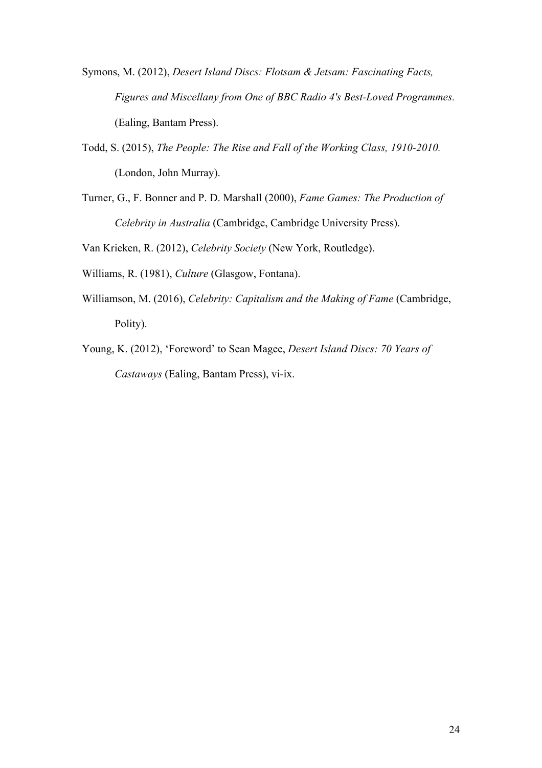Symons, M. (2012), *Desert Island Discs: Flotsam & Jetsam: Fascinating Facts, Figures and Miscellany from One of BBC Radio 4's Best-Loved Programmes.* (Ealing, Bantam Press).

Todd, S. (2015), *The People: The Rise and Fall of the Working Class, 1910-2010.* (London, John Murray).

Turner, G., F. Bonner and P. D. Marshall (2000), *Fame Games: The Production of Celebrity in Australia* (Cambridge, Cambridge University Press).

Van Krieken, R. (2012), *Celebrity Society* (New York, Routledge).

Williams, R. (1981), *Culture* (Glasgow, Fontana).

Williamson, M. (2016), *Celebrity: Capitalism and the Making of Fame* (Cambridge, Polity).

Young, K. (2012), 'Foreword' to Sean Magee, *Desert Island Discs: 70 Years of Castaways* (Ealing, Bantam Press), vi-ix.